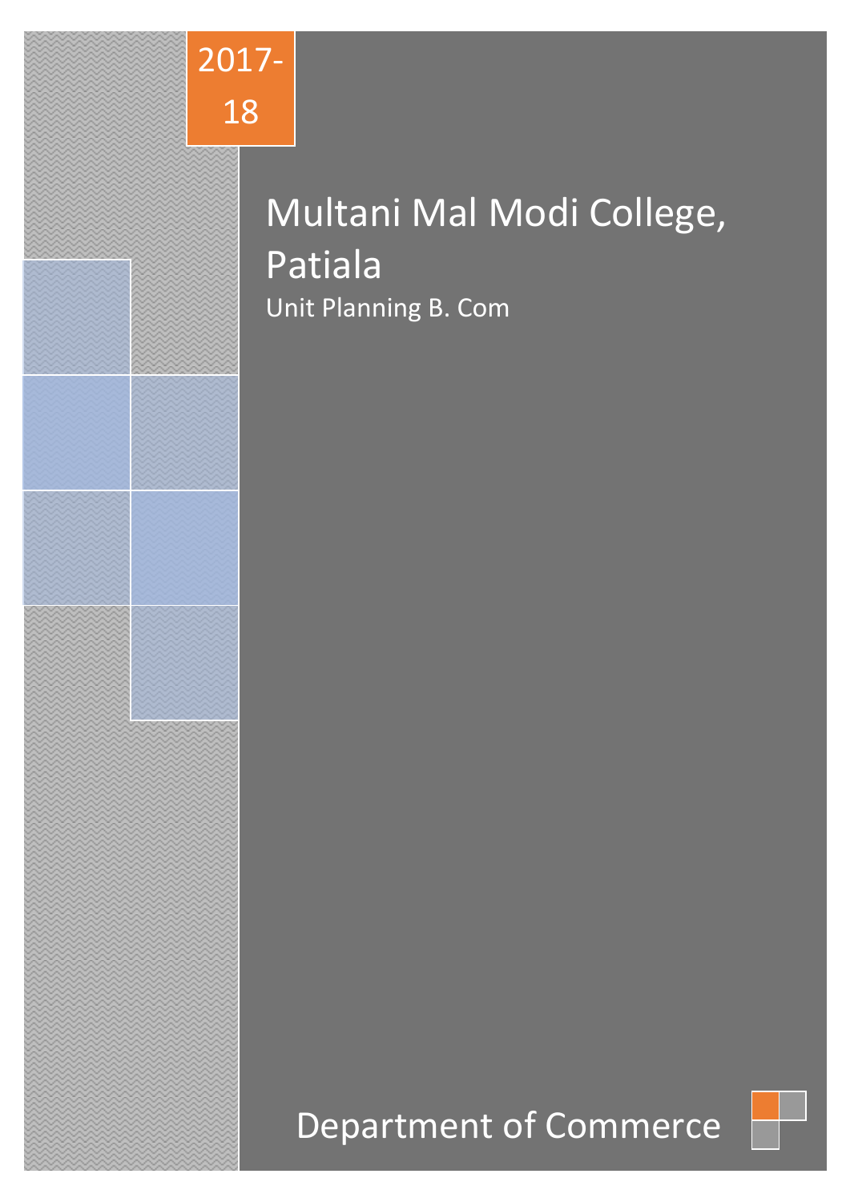2017-18

# Multani Mal Modi College, Patiala

Unit Planning B. Com

Department of Commerce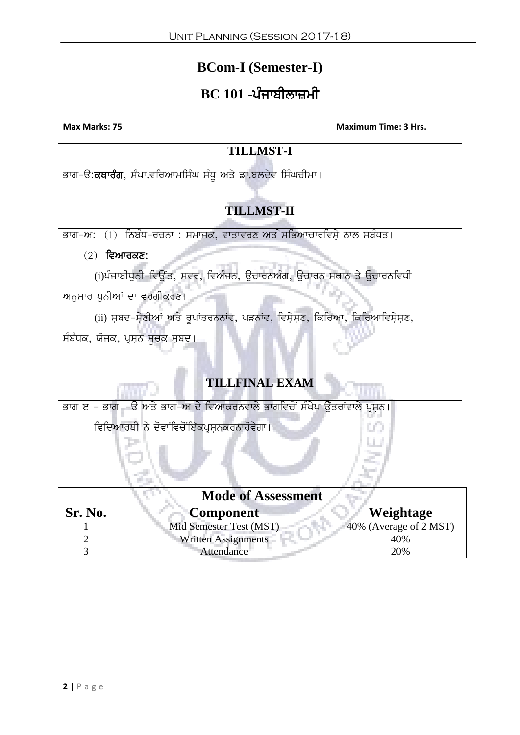# BCom-I (Semester-I)

# BC 101 -ਪੰਜਾਬੀਲਾਜ਼ਮੀ

**Max Marks: 75** **Maximum Time: 3 Hrs.**

| TILLMST-I |
|---|
| ਭਾਗ–ੳ:**ਕਥਾਰੰਗ**, ਸੰਪਾ.ਵਰਿਆਮਸਿੰਘ ਸੰਧੂ ਅਤੇ ਡਾ.ਬਲਦੇਵ ਸਿੰਘਚੀਮਾ। |
| **TILLMST-II** |
| ਭਾਗ–ਅ: (1) ਨਿਬੰਧ–ਰਚਨਾ : ਸਮਾਜਕ, ਵਾਤਾਵਰਣ ਅਤੇ ਸਭਿਆਚਾਰਵਿਸ਼ੇ ਨਾਲ ਸਬੰਧਤ। (2) **ਵਿਆਕਰਣ:** (i)ਪੰਜਾਬੀਧੁਨੀ–ਵਿਉਂਤ, ਸਵਰ, ਵਿਅੰਜਨ, ਉਚਾਰਨਅੰਗ, ਉਚਾਰਨ ਸਥਾਨ ਤੇ ਉਚਾਰਨਵਿਧੀ ਅਨੁਸਾਰ ਧੁਨੀਆਂ ਦਾ ਵਰਗੀਕਰਣ। (ii) ਸ਼ਬਦ–ਸ਼ੇਣੀਆਂ ਅਤੇ ਰੂਪਾਂਤਰਨਨਾਂਵ, ਪੜਨਾਂਵ, ਵਿਸ਼ੇਸ਼ਣ, ਕਿਰਿਆ, ਕਿਰਿਆਵਿਸ਼ੇਸ਼ਣ, ਸੰਬੰਧਕ, ਯੋਜਕ, ਪ੍ਰਸ਼ਨ ਸੂਚਕ ਸ਼ਬਦ। |
| **TILLFINAL EXAM** |
| ਭਾਗ ੲ – ਭਾਗ –ੳ ਅਤੇ ਭਾਗ–ਅ ਦੇ ਵਿਆਕਰਨਵਾਲੇ ਭਾਗਵਿਚੋਂ ਸੰਖੇਪ ਉੱਤਰਾਂਵਾਲੇ ਪ੍ਰਸ਼ਨ। ਵਿਦਿਆਰਥੀ ਨੇ ਦੋਵਾਂਵਿਚੋਂਇੱਕਪ੍ਰਸ਼ਨਕਰਨਾਹੋਵੇਗਾ। |

| Mode of Assessment | | |
|---|---|---|
| **Sr. No.** | **Component** | **Weightage** |
| 1 | Mid Semester Test (MST) | 40% (Average of 2 MST) |
| 2 | Written Assignments | 40% |
| 3 | Attendance | 20% |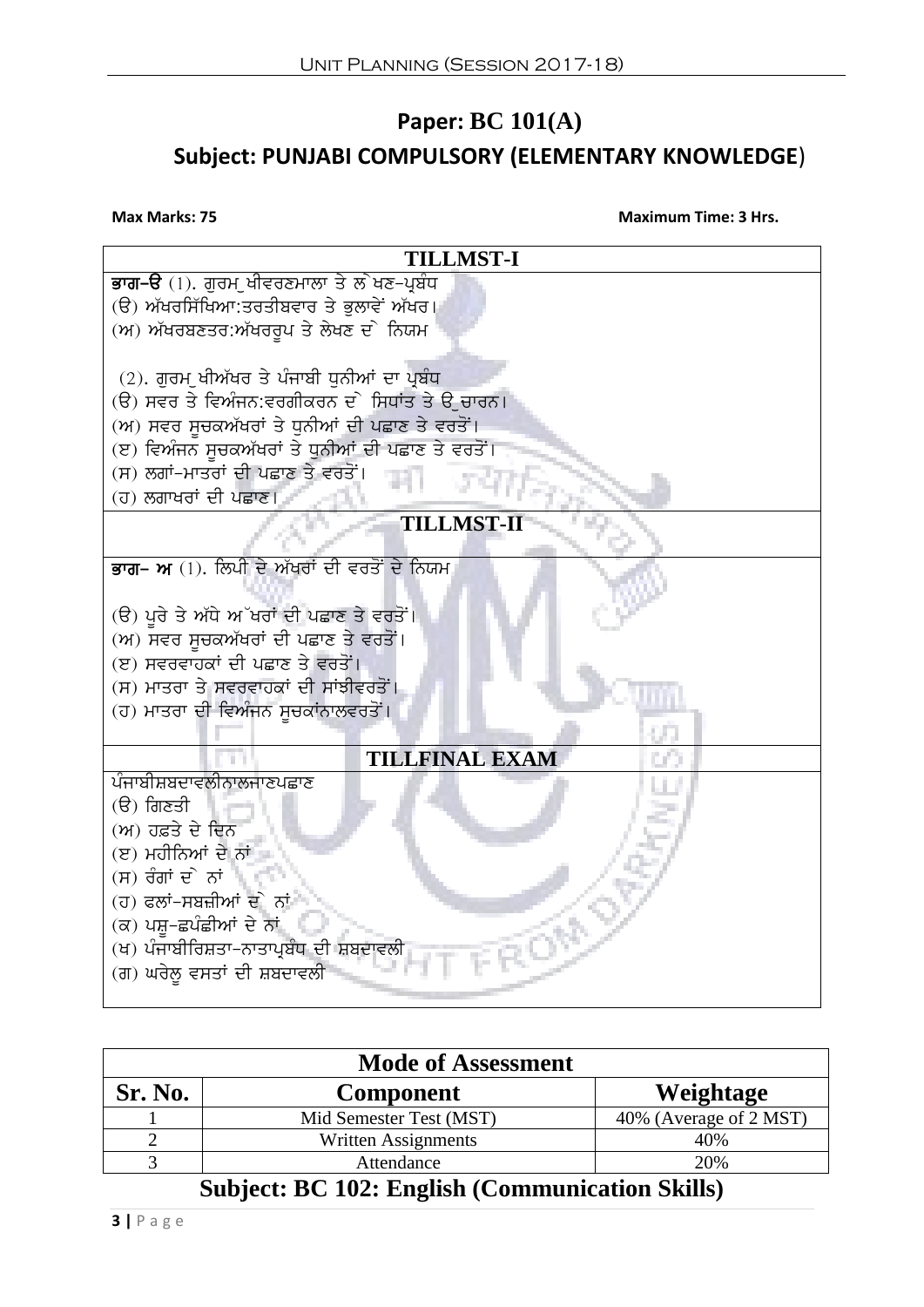# Paper: BC 101(A)

## Subject: PUNJABI COMPULSORY (ELEMENTARY KNOWLEDGE)

**Max Marks: 75** **Maximum Time: 3 Hrs.**

| TILLMST-I |
|---|
| **ਭਾਗ–ੳ** (1). ਗੁਰਮੁਖੀਵਰਣਮਾਲਾ ਤੇ ਲੇਖਣ–ਪ੍ਰਬੰਧ<br>(ੳ) ਅੱਖਰਸਿੱਖਿਆ:ਤਰਤੀਬਵਾਰ ਤੇ ਭੁਲਾਵੇਂ ਅੱਖਰ।<br>(ਅ) ਅੱਖਰਬਣਤਰ:ਅੱਖਰਰੂਪ ਤੇ ਲੇਖਣ ਦੇ ਨਿਯਮ<br><br>(2). ਗੁਰਮੁਖੀਅੱਖਰ ਤੇ ਪੰਜਾਬੀ ਧੁਨੀਆਂ ਦਾ ਪ੍ਰਬੰਧ<br>(ੳ) ਸਵਰ ਤੇ ਵਿਅੰਜਨ:ਵਰਗੀਕਰਨ ਦੇ ਸਿਧਾਂਤ ਤੇ ਉਚਾਰਨ।<br>(ਅ) ਸਵਰ ਸੂਚਕਅੱਖਰਾਂ ਤੇ ਧੁਨੀਆਂ ਦੀ ਪਛਾਣ ਤੇ ਵਰਤੋਂ।<br>(ੲ) ਵਿਅੰਜਨ ਸੂਚਕਅੱਖਰਾਂ ਤੇ ਧੁਨੀਆਂ ਦੀ ਪਛਾਣ ਤੇ ਵਰਤੋਂ।<br>(ਸ) ਲਗਾਂ–ਮਾਤਰਾਂ ਦੀ ਪਛਾਣ ਤੇ ਵਰਤੋਂ।<br>(ਹ) ਲਗਾਖਰਾਂ ਦੀ ਪਛਾਣ। |
| **TILLMST-II** |
| **ਭਾਗ– ਅ** (1). ਲਿਪੀ ਦੇ ਅੱਖਰਾਂ ਦੀ ਵਰਤੋਂ ਦੇ ਨਿਯਮ<br><br>(ੳ) ਪੂਰੇ ਤੇ ਅੱਧੇ ਅੱਖਰਾਂ ਦੀ ਪਛਾਣ ਤੇ ਵਰਤੋਂ।<br>(ਅ) ਸਵਰ ਸੂਚਕਅੱਖਰਾਂ ਦੀ ਪਛਾਣ ਤੇ ਵਰਤੋਂ।<br>(ੲ) ਸਵਰਵਾਹਕਾਂ ਦੀ ਪਛਾਣ ਤੇ ਵਰਤੋਂ।<br>(ਸ) ਮਾਤਰਾ ਤੇ ਸਵਰਵਾਹਕਾਂ ਦੀ ਸਾਂਝੀਵਰਤੋਂ।<br>(ਹ) ਮਾਤਰਾ ਦੀ ਵਿਅੰਜਨ ਸੂਚਕਾਂਨਾਲਵਰਤੋਂ। |
| **TILLFINAL EXAM** |
| ਪੰਜਾਬੀਸ਼ਬਦਾਵਲੀਨਾਲਜਾਣਪਛਾਣ<br>(ੳ) ਗਿਣਤੀ<br>(ਅ) ਹਫ਼ਤੇ ਦੇ ਦਿਨ<br>(ੲ) ਮਹੀਨਿਆਂ ਦੇ ਨਾਂ<br>(ਸ) ਰੰਗਾਂ ਦੇ ਨਾਂ<br>(ਹ) ਫਲਾਂ–ਸਬਜ਼ੀਆਂ ਦੇ ਨਾਂ<br>(ਕ) ਪਸ਼ੂ–ਛਪੰਛੀਆਂ ਦੇ ਨਾਂ<br>(ਖ) ਪੰਜਾਬੀਰਿਸ਼ਤਾ–ਨਾਤਾਪ੍ਰਬੰਧ ਦੀ ਸ਼ਬਦਾਵਲੀ<br>(ਗ) ਘਰੇਲੂ ਵਸਤਾਂ ਦੀ ਸ਼ਬਦਾਵਲੀ |

| Mode of Assessment | | |
|---|---|---|
| **Sr. No.** | **Component** | **Weightage** |
| 1 | Mid Semester Test (MST) | 40% (Average of 2 MST) |
| 2 | Written Assignments | 40% |
| 3 | Attendance | 20% |

## Subject: BC 102: English (Communication Skills)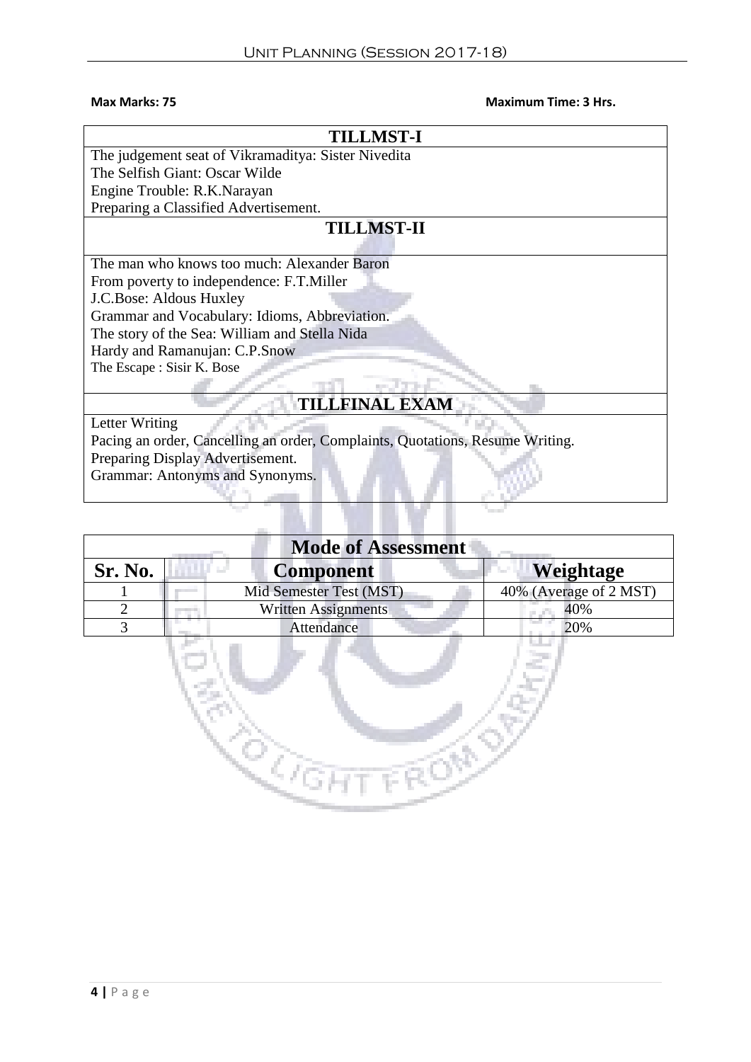**Max Marks: 75** **Maximum Time: 3 Hrs.**

| TILLMST-I |
|---|
| The judgement seat of Vikramaditya: Sister Nivedita<br>The Selfish Giant: Oscar Wilde<br>Engine Trouble: R.K.Narayan<br>Preparing a Classified Advertisement. |
| **TILLMST-II** |
| The man who knows too much: Alexander Baron<br>From poverty to independence: F.T.Miller<br>J.C.Bose: Aldous Huxley<br>Grammar and Vocabulary: Idioms, Abbreviation.<br>The story of the Sea: William and Stella Nida<br>Hardy and Ramanujan: C.P.Snow<br>The Escape : Sisir K. Bose |
| **TILLFINAL EXAM** |
| Letter Writing<br>Pacing an order, Cancelling an order, Complaints, Quotations, Resume Writing.<br>Preparing Display Advertisement.<br>Grammar: Antonyms and Synonyms. |

| Mode of Assessment | | |
|---|---|---|
| **Sr. No.** | **Component** | **Weightage** |
| 1 | Mid Semester Test (MST) | 40% (Average of 2 MST) |
| 2 | Written Assignments | 40% |
| 3 | Attendance | 20% |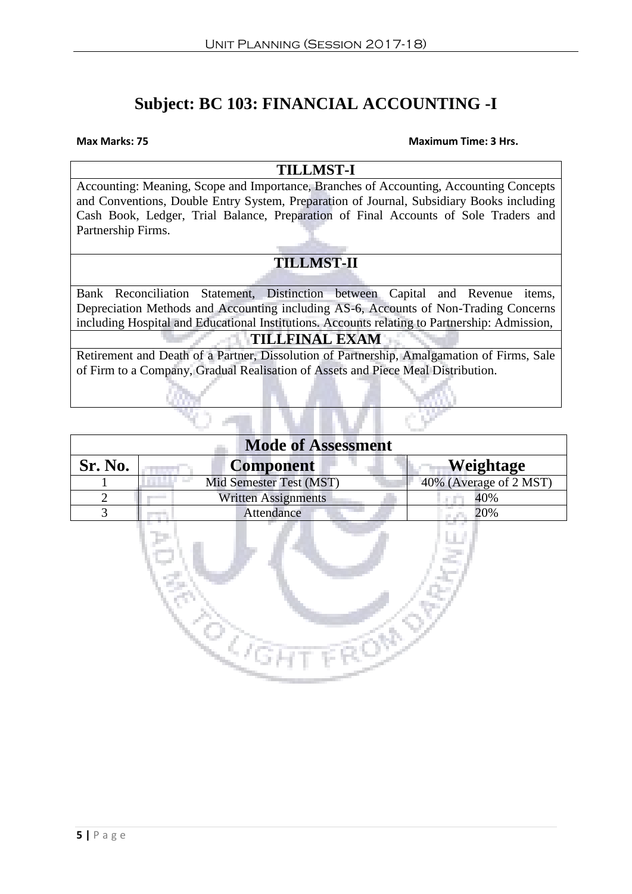# Subject: BC 103: FINANCIAL ACCOUNTING -I

**Max Marks: 75** **Maximum Time: 3 Hrs.**

| TILLMST-I |
|---|
| Accounting: Meaning, Scope and Importance, Branches of Accounting, Accounting Concepts and Conventions, Double Entry System, Preparation of Journal, Subsidiary Books including Cash Book, Ledger, Trial Balance, Preparation of Final Accounts of Sole Traders and Partnership Firms. |
| **TILLMST-II** |
| Bank Reconciliation Statement, Distinction between Capital and Revenue items, Depreciation Methods and Accounting including AS-6, Accounts of Non-Trading Concerns including Hospital and Educational Institutions. Accounts relating to Partnership: Admission, |
| **TILLFINAL EXAM** |
| Retirement and Death of a Partner, Dissolution of Partnership, Amalgamation of Firms, Sale of Firm to a Company, Gradual Realisation of Assets and Piece Meal Distribution. |

| Mode of Assessment | | |
|---|---|---|
| **Sr. No.** | **Component** | **Weightage** |
| 1 | Mid Semester Test (MST) | 40% (Average of 2 MST) |
| 2 | Written Assignments | 40% |
| 3 | Attendance | 20% |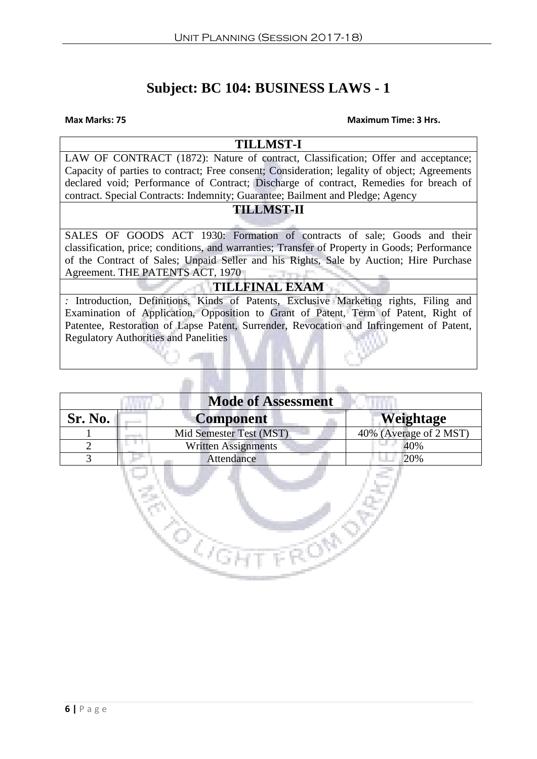# Subject: BC 104: BUSINESS LAWS - 1

**Max Marks: 75** **Maximum Time: 3 Hrs.**

| TILLMST-I |
|---|
| LAW OF CONTRACT (1872): Nature of contract, Classification; Offer and acceptance; Capacity of parties to contract; Free consent; Consideration; legality of object; Agreements declared void; Performance of Contract; Discharge of contract, Remedies for breach of contract. Special Contracts: Indemnity; Guarantee; Bailment and Pledge; Agency |
| **TILLMST-II** |
| SALES OF GOODS ACT 1930: Formation of contracts of sale; Goods and their classification, price; conditions, and warranties; Transfer of Property in Goods; Performance of the Contract of Sales; Unpaid Seller and his Rights, Sale by Auction; Hire Purchase Agreement. THE PATENTS ACT, 1970 |
| **TILLFINAL EXAM** |
| *:* Introduction, Definitions, Kinds of Patents, Exclusive Marketing rights, Filing and Examination of Application, Opposition to Grant of Patent, Term of Patent, Right of Patentee, Restoration of Lapse Patent, Surrender, Revocation and Infringement of Patent, Regulatory Authorities and Panelities |

| Mode of Assessment | | |
|---|---|---|
| **Sr. No.** | **Component** | **Weightage** |
| 1 | Mid Semester Test (MST) | 40% (Average of 2 MST) |
| 2 | Written Assignments | 40% |
| 3 | Attendance | 20% |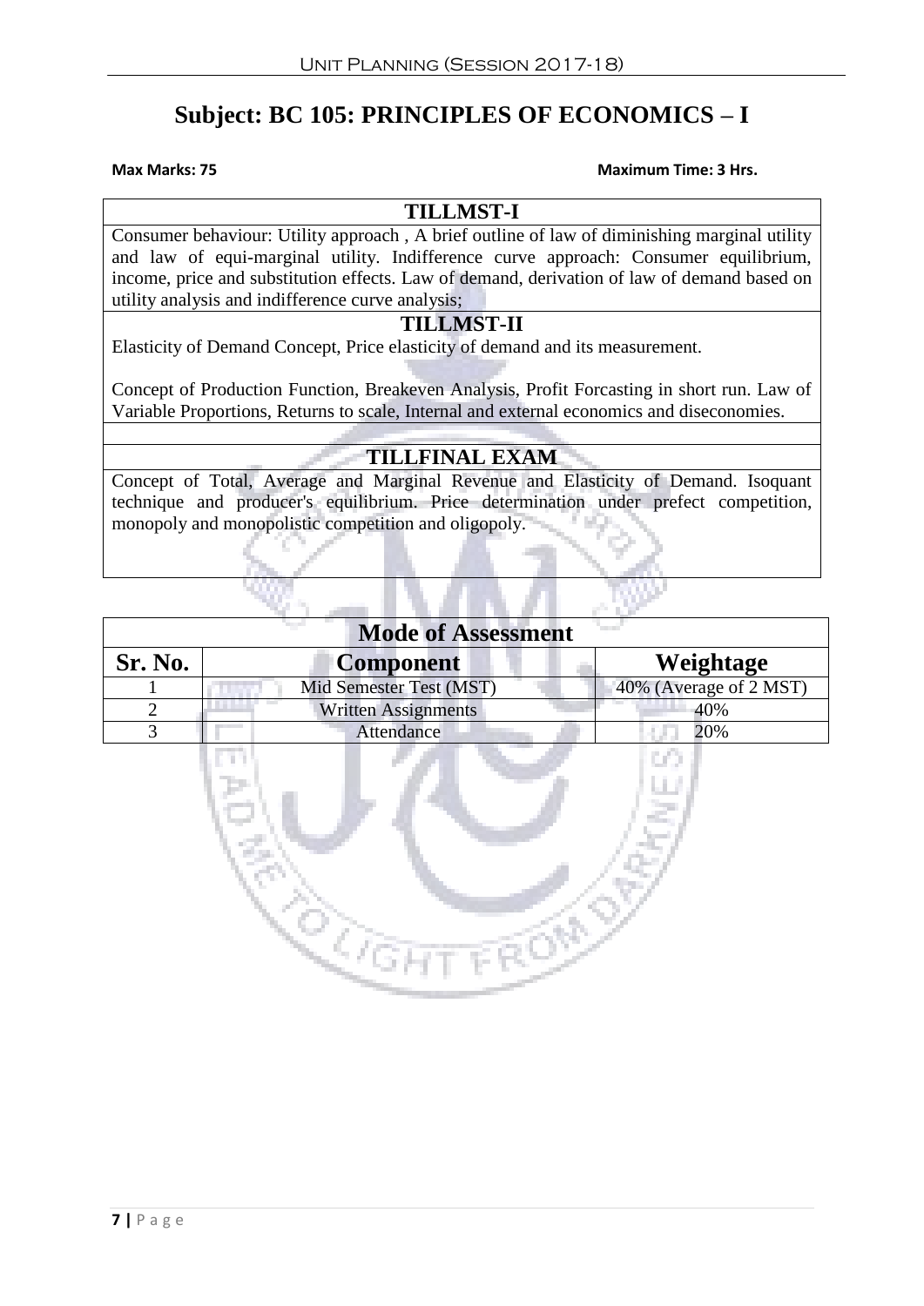# Subject: BC 105: PRINCIPLES OF ECONOMICS – I

**Max Marks: 75** **Maximum Time: 3 Hrs.**

| TILLMST-I |
|---|
| Consumer behaviour: Utility approach , A brief outline of law of diminishing marginal utility and law of equi-marginal utility. Indifference curve approach: Consumer equilibrium, income, price and substitution effects. Law of demand, derivation of law of demand based on utility analysis and indifference curve analysis; |
| **TILLMST-II** |
| Elasticity of Demand Concept, Price elasticity of demand and its measurement.<br><br>Concept of Production Function, Breakeven Analysis, Profit Forcasting in short run. Law of Variable Proportions, Returns to scale, Internal and external economics and diseconomies. |
| |
| **TILLFINAL EXAM** |
| Concept of Total, Average and Marginal Revenue and Elasticity of Demand. Isoquant technique and producer's equilibrium. Price determination under prefect competition, monopoly and monopolistic competition and oligopoly. |

| Mode of Assessment | | |
|---|---|---|
| **Sr. No.** | **Component** | **Weightage** |
| 1 | Mid Semester Test (MST) | 40% (Average of 2 MST) |
| 2 | Written Assignments | 40% |
| 3 | Attendance | 20% |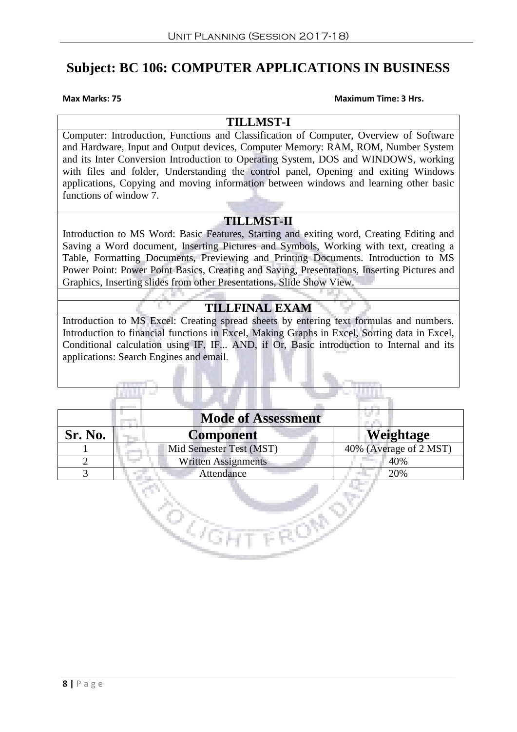# Subject: BC 106: COMPUTER APPLICATIONS IN BUSINESS

**Max Marks: 75** **Maximum Time: 3 Hrs.**

| TILLMST-I |
| --- |
| Computer: Introduction, Functions and Classification of Computer, Overview of Software and Hardware, Input and Output devices, Computer Memory: RAM, ROM, Number System and its Inter Conversion Introduction to Operating System, DOS and WINDOWS, working with files and folder, Understanding the control panel, Opening and exiting Windows applications, Copying and moving information between windows and learning other basic functions of window 7. |
| **TILLMST-II** |
| Introduction to MS Word: Basic Features, Starting and exiting word, Creating Editing and Saving a Word document, Inserting Pictures and Symbols, Working with text, creating a Table, Formatting Documents, Previewing and Printing Documents. Introduction to MS Power Point: Power Point Basics, Creating and Saving, Presentations, Inserting Pictures and Graphics, Inserting slides from other Presentations, Slide Show View. |
| |
| **TILLFINAL EXAM** |
| Introduction to MS Excel: Creating spread sheets by entering text formulas and numbers. Introduction to financial functions in Excel, Making Graphs in Excel, Sorting data in Excel, Conditional calculation using IF, IF... AND, if Or, Basic introduction to Internal and its applications: Search Engines and email. |

| Mode of Assessment | | |
| --- | --- | --- |
| **Sr. No.** | **Component** | **Weightage** |
| 1 | Mid Semester Test (MST) | 40% (Average of 2 MST) |
| 2 | Written Assignments | 40% |
| 3 | Attendance | 20% |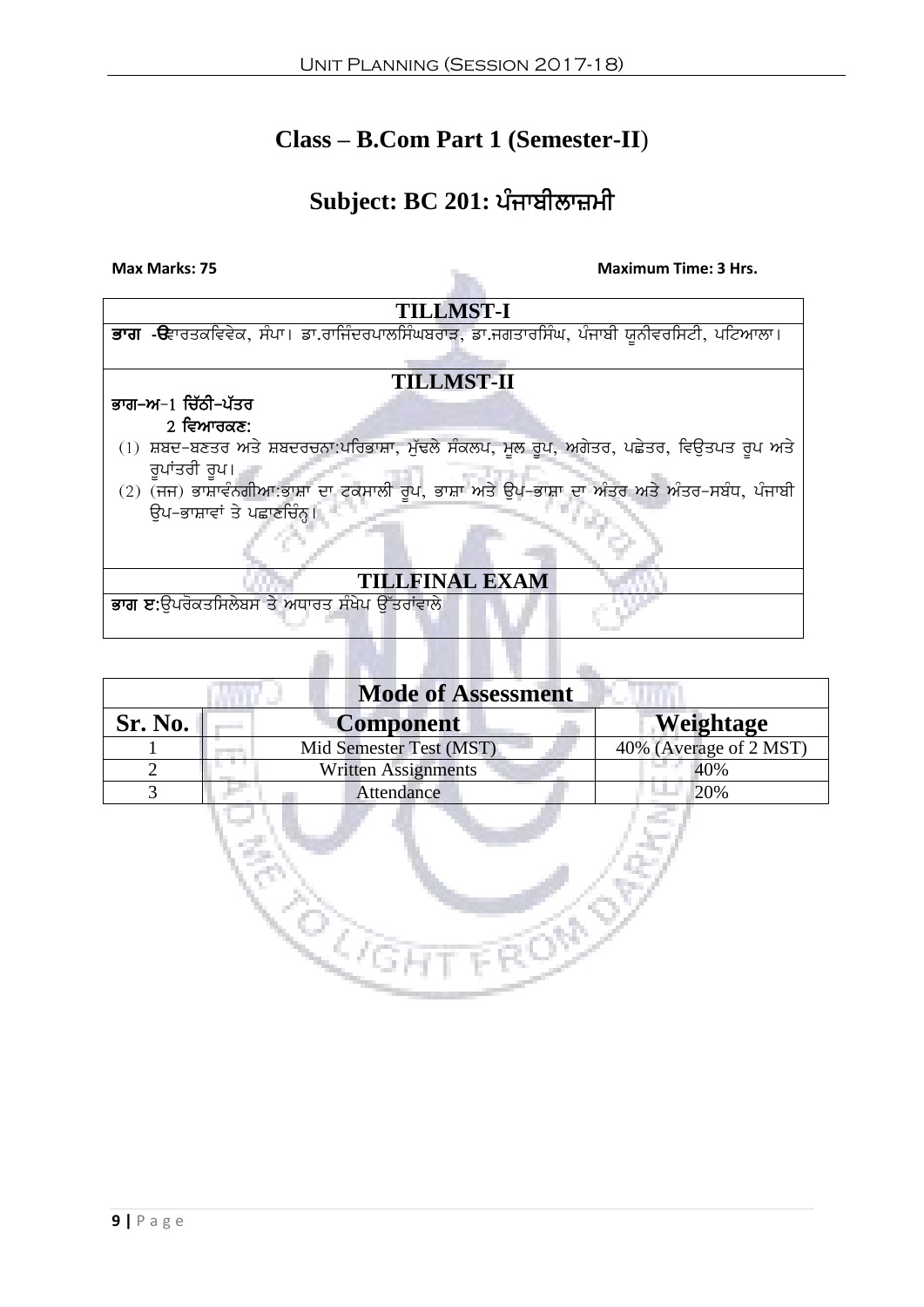# Class – B.Com Part 1 (Semester-II)

# Subject: BC 201: ਪੰਜਾਬੀਲਾਜ਼ਮੀ

**Max Marks: 75** **Maximum Time: 3 Hrs.**

| TILLMST-I |
|---|
| **ਭਾਗ -ੳ**ਵਾਰਤਕਵਿਵੇਕ, ਸੰਪਾ। ਡਾ.ਰਾਜਿੰਦਰਪਾਲਸਿੰਘਬਰਾੜ, ਡਾ.ਜਗਤਾਰਸਿੰਘ, ਪੰਜਾਬੀ ਯੂਨੀਵਰਸਿਟੀ, ਪਟਿਆਲਾ। |
| **TILLMST-II** |
| **ਭਾਗ–ਅ**–1 **ਚਿੱਠੀ–ਪੱਤਰ**<br>2 **ਵਿਆਰਕਣ:**<br>(1) ਸ਼ਬਦ–ਬਣਤਰ ਅਤੇ ਸ਼ਬਦਰਚਨਾ:ਪਰਿਭਾਸ਼ਾ, ਮੁੱਢਲੇ ਸੰਕਲਪ, ਮੂਲ ਰੂਪ, ਅਗੇਤਰ, ਪਛੇਤਰ, ਵਿਉਤਪਤ ਰੂਪ ਅਤੇ ਰੂਪਾਂਤਰੀ ਰੂਪ।<br>(2) (ਜਜ) ਭਾਸ਼ਾਵੰਨਗੀਆ:ਭਾਸ਼ਾ ਦਾ ਟਕਸਾਲੀ ਰੂਪ, ਭਾਸ਼ਾ ਅਤੇ ਉਪ–ਭਾਸ਼ਾ ਦਾ ਅੰਤਰ ਅਤੇ ਅੰਤਰ–ਸਬੰਧ, ਪੰਜਾਬੀ ਉਪ–ਭਾਸ਼ਾਵਾਂ ਤੇ ਪਛਾਣਚਿੰਨ੍ਹ। |
| **TILLFINAL EXAM** |
| **ਭਾਗ ੲ**:ਉਪਰੋਕਤਸਿਲੇਬਸ ਤੇ ਅਧਾਰਤ ਸੰਖੇਪ ਉੱਤਰਾਂਵਾਲੇ |

| Mode of Assessment | | |
|---|---|---|
| **Sr. No.** | **Component** | **Weightage** |
| 1 | Mid Semester Test (MST) | 40% (Average of 2 MST) |
| 2 | Written Assignments | 40% |
| 3 | Attendance | 20% |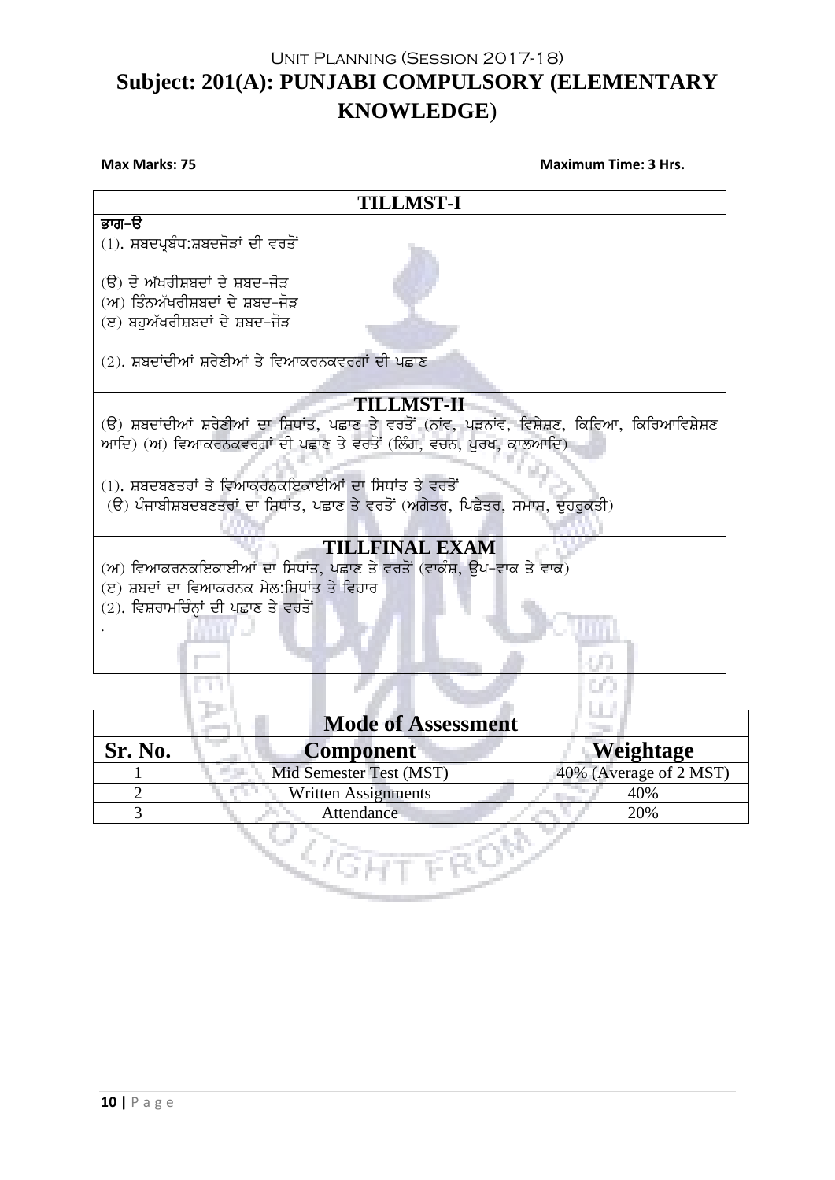# Subject: 201(A): PUNJABI COMPULSORY (ELEMENTARY KNOWLEDGE)

**Max Marks: 75** **Maximum Time: 3 Hrs.**

## TILLMST-I

**ਭਾਗ–ੳ**

(1). ਸ਼ਬਦਪ੍ਰਬੰਧ:ਸ਼ਬਦਜੋੜਾਂ ਦੀ ਵਰਤੋਂ

(ੳ) ਦੋ ਅੱਖਰੀਸ਼ਬਦਾਂ ਦੇ ਸ਼ਬਦ-ਜੋੜ
(ਅ) ਤਿੰਨਅੱਖਰੀਸ਼ਬਦਾਂ ਦੇ ਸ਼ਬਦ-ਜੋੜ
(ੲ) ਬਹੁਅੱਖਰੀਸ਼ਬਦਾਂ ਦੇ ਸ਼ਬਦ-ਜੋੜ

(2). ਸ਼ਬਦਾਂਦੀਆਂ ਸ਼੍ਰੇਣੀਆਂ ਤੇ ਵਿਆਕਰਨਕਵਰਗਾਂ ਦੀ ਪਛਾਣ

## TILLMST-II

(ੳ) ਸ਼ਬਦਾਂਦੀਆਂ ਸ਼੍ਰੇਣੀਆਂ ਦਾ ਸਿਧਾਂਤ, ਪਛਾਣ ਤੇ ਵਰਤੋਂ (ਨਾਂਵ, ਪੜਨਾਂਵ, ਵਿਸ਼ੇਸ਼ਣ, ਕਿਰਿਆ, ਕਿਰਿਆਵਿਸ਼ੇਸ਼ਣ ਆਦਿ) (ਅ) ਵਿਆਕਰਨਕਵਰਗਾਂ ਦੀ ਪਛਾਣ ਤੇ ਵਰਤੋਂ (ਲਿੰਗ, ਵਚਨ, ਪੁਰਖ, ਕਾਲਆਦਿ)

(1). ਸ਼ਬਦਬਣਤਰਾਂ ਤੇ ਵਿਆਕਰਨਕਇਕਾਈਆਂ ਦਾ ਸਿਧਾਂਤ ਤੇ ਵਰਤੋਂ
(ੳ) ਪੰਜਾਬੀਸ਼ਬਦਬਣਤਰਾਂ ਦਾ ਸਿਧਾਂਤ, ਪਛਾਣ ਤੇ ਵਰਤੋਂ (ਅਗੇਤਰ, ਪਿਛੇਤਰ, ਸਮਾਸ, ਦੁਹਰੁਕਤੀ)

## TILLFINAL EXAM

(ਅ) ਵਿਆਕਰਨਕਇਕਾਈਆਂ ਦਾ ਸਿਧਾਂਤ, ਪਛਾਣ ਤੇ ਵਰਤੋਂ (ਵਾਕੰਸ਼, ਉਪ-ਵਾਕ ਤੇ ਵਾਕ)
(ੲ) ਸ਼ਬਦਾਂ ਦਾ ਵਿਆਕਰਨਕ ਮੇਲ:ਸਿਧਾਂਤ ਤੇ ਵਿਹਾਰ
(2). ਵਿਸ਼ਰਾਮਚਿੰਨ੍ਹਾਂ ਦੀ ਪਛਾਣ ਤੇ ਵਰਤੋਂ

## Mode of Assessment

| Sr. No. | Component | Weightage |
|---|---|---|
| 1 | Mid Semester Test (MST) | 40% (Average of 2 MST) |
| 2 | Written Assignments | 40% |
| 3 | Attendance | 20% |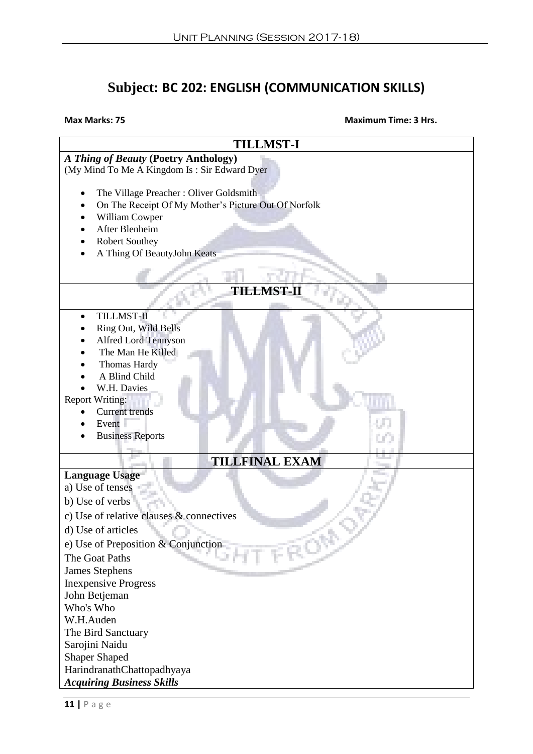# Subject: BC 202: ENGLISH (COMMUNICATION SKILLS)

**Max Marks: 75** **Maximum Time: 3 Hrs.**

## TILLMST-I

***A Thing of Beauty* (Poetry Anthology)**

(My Mind To Me A Kingdom Is : Sir Edward Dyer

- The Village Preacher : Oliver Goldsmith
- On The Receipt Of My Mother's Picture Out Of Norfolk
- William Cowper
- After Blenheim
- Robert Southey
- A Thing Of BeautyJohn Keats

## TILLMST-II

- TILLMST-II
- Ring Out, Wild Bells
- Alfred Lord Tennyson
- The Man He Killed
- Thomas Hardy
- A Blind Child
- W.H. Davies

Report Writing:

- Current trends
- Event
- Business Reports

## TILLFINAL EXAM

**Language Usage**

a) Use of tenses

b) Use of verbs

c) Use of relative clauses & connectives

d) Use of articles

e) Use of Preposition & Conjunction

The Goat Paths

James Stephens

Inexpensive Progress

John Betjeman

Who's Who

W.H.Auden

The Bird Sanctuary

Sarojini Naidu

Shaper Shaped

HarindranathChattopadhyaya

***Acquiring Business Skills***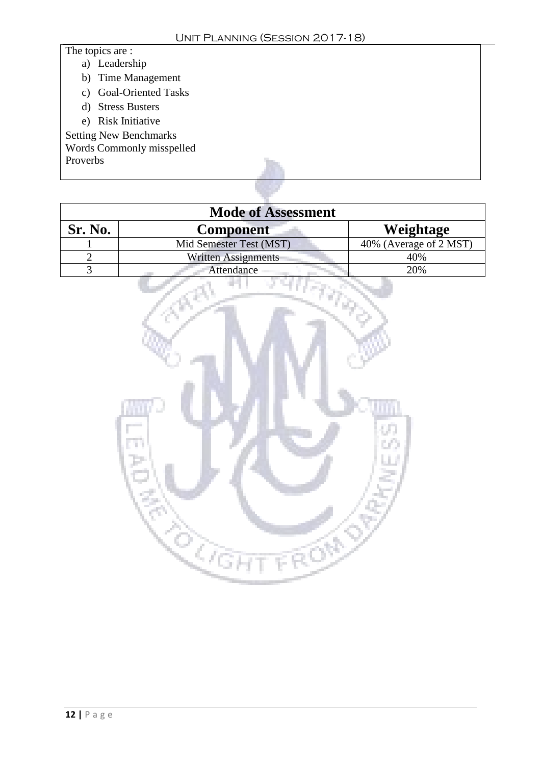The topics are :

a) Leadership
b) Time Management
c) Goal-Oriented Tasks
d) Stress Busters
e) Risk Initiative

Setting New Benchmarks
Words Commonly misspelled
Proverbs

| Mode of Assessment | | |
|---|---|---|
| **Sr. No.** | **Component** | **Weightage** |
| 1 | Mid Semester Test (MST) | 40% (Average of 2 MST) |
| 2 | Written Assignments | 40% |
| 3 | Attendance | 20% |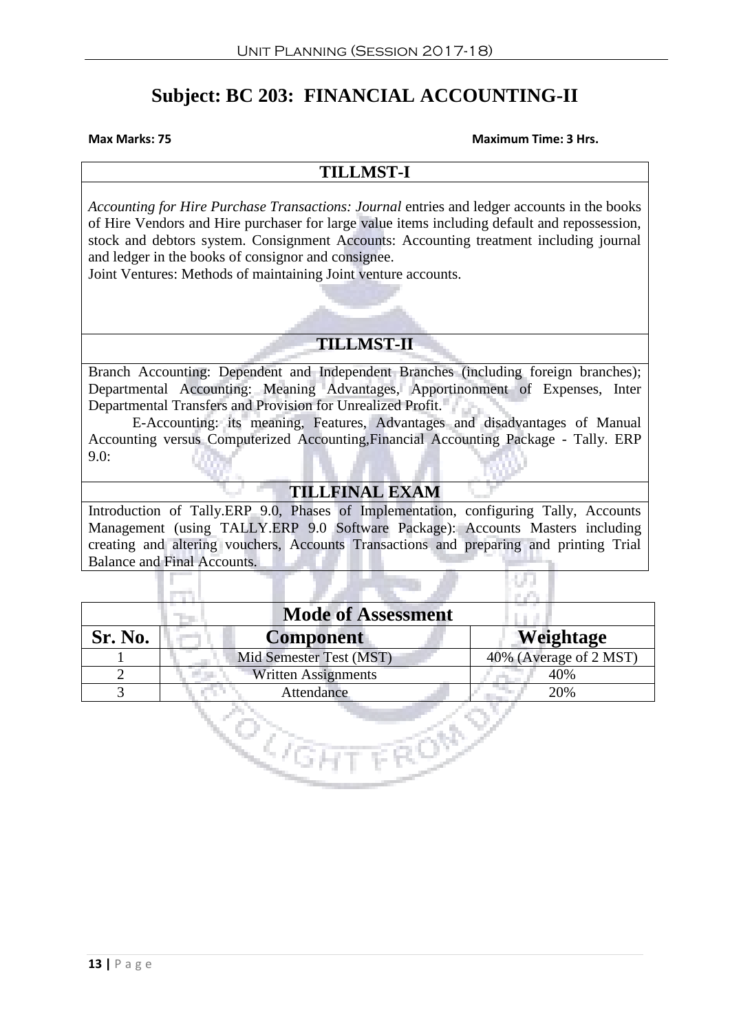# Subject: BC 203: FINANCIAL ACCOUNTING-II

**Max Marks: 75** **Maximum Time: 3 Hrs.**

## TILLMST-I

*Accounting for Hire Purchase Transactions: Journal* entries and ledger accounts in the books of Hire Vendors and Hire purchaser for large value items including default and repossession, stock and debtors system. Consignment Accounts: Accounting treatment including journal and ledger in the books of consignor and consignee.
Joint Ventures: Methods of maintaining Joint venture accounts.

## TILLMST-II

Branch Accounting: Dependent and Independent Branches (including foreign branches); Departmental Accounting: Meaning Advantages, Apportinonment of Expenses, Inter Departmental Transfers and Provision for Unrealized Profit.

E-Accounting: its meaning, Features, Advantages and disadvantages of Manual Accounting versus Computerized Accounting,Financial Accounting Package - Tally. ERP 9.0:

## TILLFINAL EXAM

Introduction of Tally.ERP 9.0, Phases of Implementation, configuring Tally, Accounts Management (using TALLY.ERP 9.0 Software Package): Accounts Masters including creating and altering vouchers, Accounts Transactions and preparing and printing Trial Balance and Final Accounts.

| Mode of Assessment | | |
|---|---|---|
| **Sr. No.** | **Component** | **Weightage** |
| 1 | Mid Semester Test (MST) | 40% (Average of 2 MST) |
| 2 | Written Assignments | 40% |
| 3 | Attendance | 20% |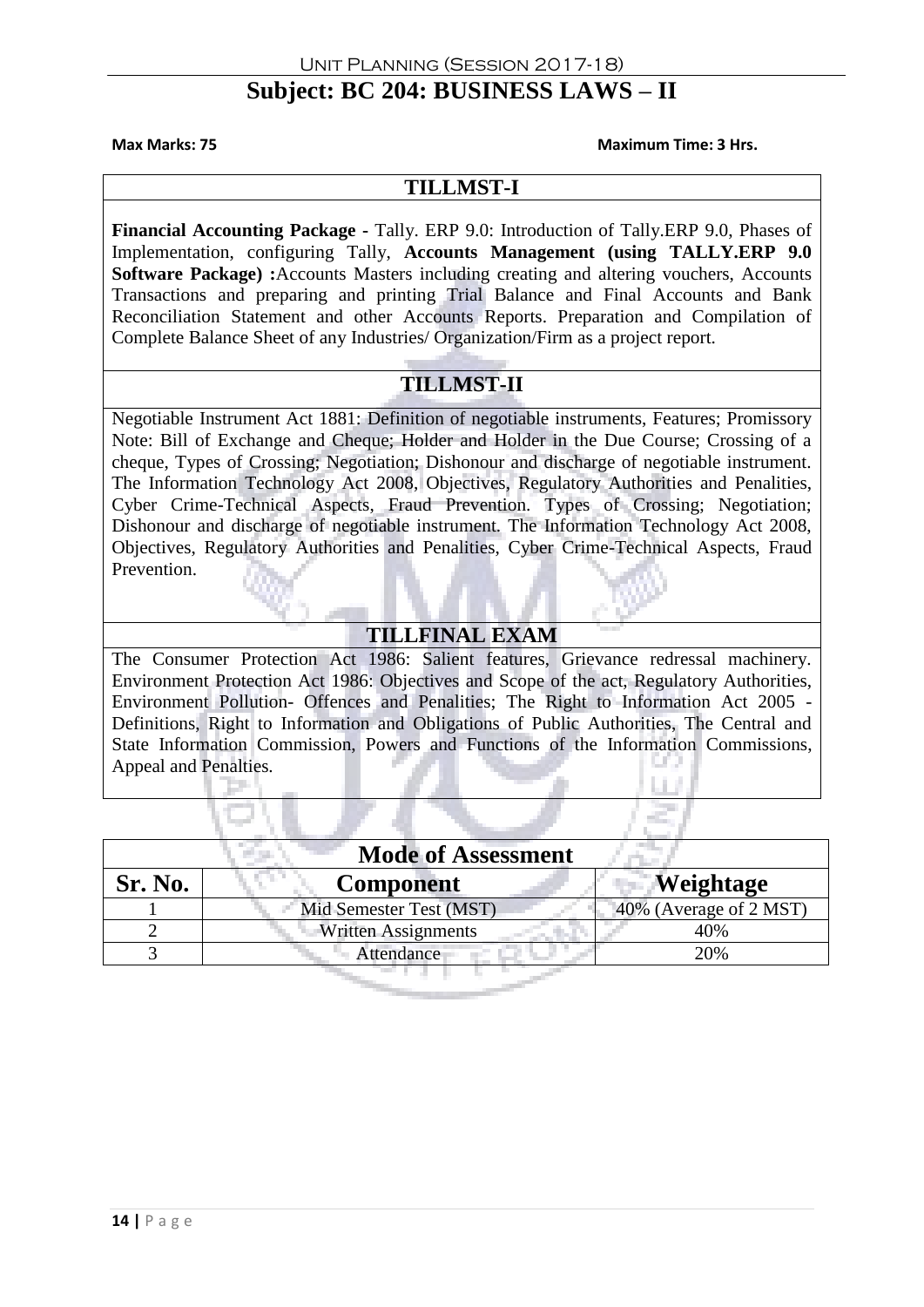# Subject: BC 204: BUSINESS LAWS – II

**Max Marks: 75** **Maximum Time: 3 Hrs.**

## TILLMST-I

**Financial Accounting Package -** Tally. ERP 9.0: Introduction of Tally.ERP 9.0, Phases of Implementation, configuring Tally, **Accounts Management (using TALLY.ERP 9.0 Software Package) :**Accounts Masters including creating and altering vouchers, Accounts Transactions and preparing and printing Trial Balance and Final Accounts and Bank Reconciliation Statement and other Accounts Reports. Preparation and Compilation of Complete Balance Sheet of any Industries/ Organization/Firm as a project report.

## TILLMST-II

Negotiable Instrument Act 1881: Definition of negotiable instruments, Features; Promissory Note: Bill of Exchange and Cheque; Holder and Holder in the Due Course; Crossing of a cheque, Types of Crossing; Negotiation; Dishonour and discharge of negotiable instrument. The Information Technology Act 2008, Objectives, Regulatory Authorities and Penalities, Cyber Crime-Technical Aspects, Fraud Prevention. Types of Crossing; Negotiation; Dishonour and discharge of negotiable instrument. The Information Technology Act 2008, Objectives, Regulatory Authorities and Penalities, Cyber Crime-Technical Aspects, Fraud Prevention.

## TILLFINAL EXAM

The Consumer Protection Act 1986: Salient features, Grievance redressal machinery. Environment Protection Act 1986: Objectives and Scope of the act, Regulatory Authorities, Environment Pollution- Offences and Penalities; The Right to Information Act 2005 - Definitions, Right to Information and Obligations of Public Authorities, The Central and State Information Commission, Powers and Functions of the Information Commissions, Appeal and Penalties.

| Mode of Assessment | | |
|---|---|---|
| **Sr. No.** | **Component** | **Weightage** |
| 1 | Mid Semester Test (MST) | 40% (Average of 2 MST) |
| 2 | Written Assignments | 40% |
| 3 | Attendance | 20% |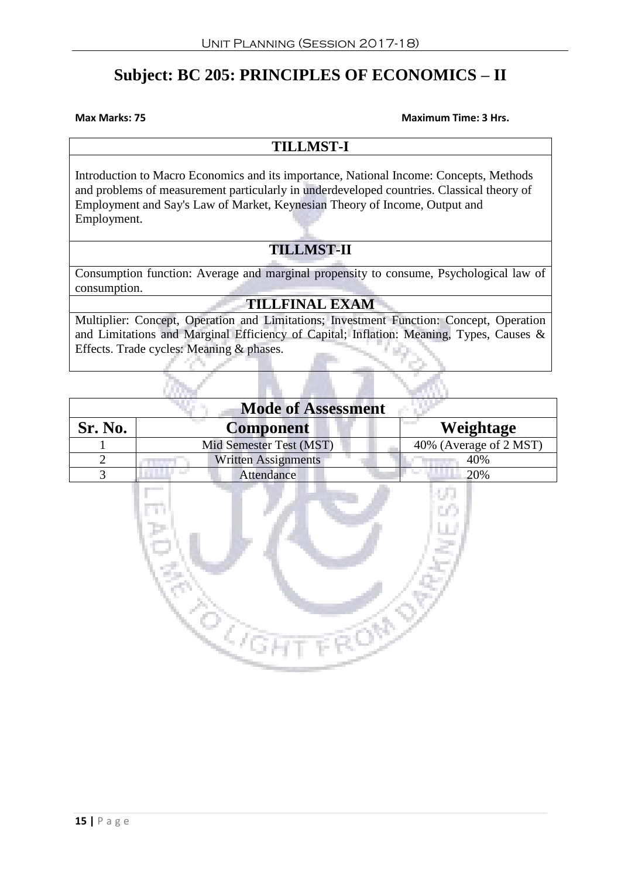# Subject: BC 205: PRINCIPLES OF ECONOMICS – II

**Max Marks: 75** **Maximum Time: 3 Hrs.**

| TILLMST-I |
|---|
| Introduction to Macro Economics and its importance, National Income: Concepts, Methods and problems of measurement particularly in underdeveloped countries. Classical theory of Employment and Say's Law of Market, Keynesian Theory of Income, Output and Employment. |
| **TILLMST-II** |
| Consumption function: Average and marginal propensity to consume, Psychological law of consumption. |
| **TILLFINAL EXAM** |
| Multiplier: Concept, Operation and Limitations; Investment Function: Concept, Operation and Limitations and Marginal Efficiency of Capital; Inflation: Meaning, Types, Causes & Effects. Trade cycles: Meaning & phases. |

| Mode of Assessment | | |
|---|---|---|
| **Sr. No.** | **Component** | **Weightage** |
| 1 | Mid Semester Test (MST) | 40% (Average of 2 MST) |
| 2 | Written Assignments | 40% |
| 3 | Attendance | 20% |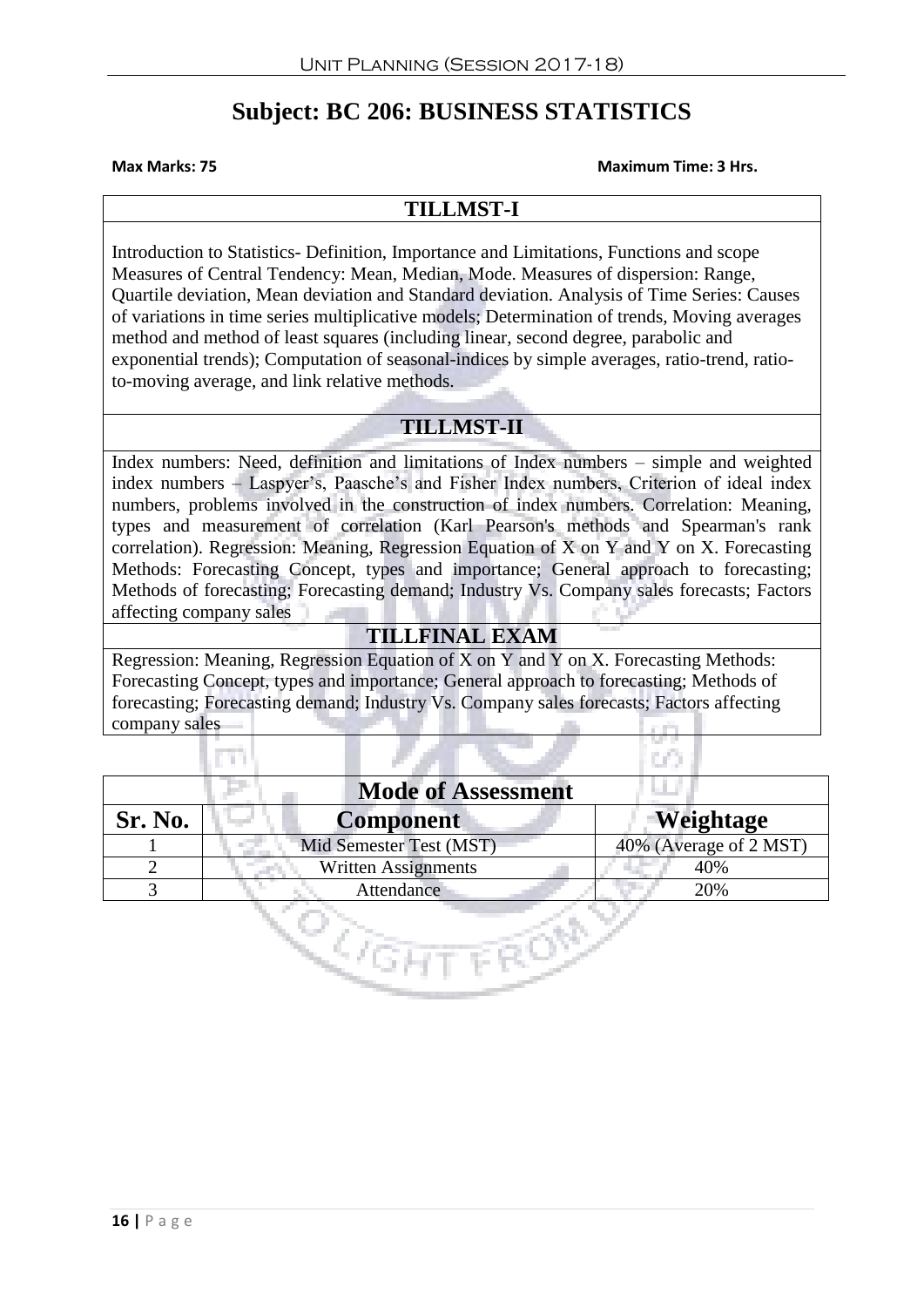# Subject: BC 206: BUSINESS STATISTICS

**Max Marks: 75** **Maximum Time: 3 Hrs.**

## TILLMST-I

Introduction to Statistics- Definition, Importance and Limitations, Functions and scope Measures of Central Tendency: Mean, Median, Mode. Measures of dispersion: Range, Quartile deviation, Mean deviation and Standard deviation. Analysis of Time Series: Causes of variations in time series multiplicative models; Determination of trends, Moving averages method and method of least squares (including linear, second degree, parabolic and exponential trends); Computation of seasonal-indices by simple averages, ratio-trend, ratio-to-moving average, and link relative methods.

## TILLMST-II

Index numbers: Need, definition and limitations of Index numbers – simple and weighted index numbers – Laspyer's, Paasche's and Fisher Index numbers, Criterion of ideal index numbers, problems involved in the construction of index numbers. Correlation: Meaning, types and measurement of correlation (Karl Pearson's methods and Spearman's rank correlation). Regression: Meaning, Regression Equation of X on Y and Y on X. Forecasting Methods: Forecasting Concept, types and importance; General approach to forecasting; Methods of forecasting; Forecasting demand; Industry Vs. Company sales forecasts; Factors affecting company sales

## TILLFINAL EXAM

Regression: Meaning, Regression Equation of X on Y and Y on X. Forecasting Methods: Forecasting Concept, types and importance; General approach to forecasting; Methods of forecasting; Forecasting demand; Industry Vs. Company sales forecasts; Factors affecting company sales

| Mode of Assessment | | |
|---|---|---|
| **Sr. No.** | **Component** | **Weightage** |
| 1 | Mid Semester Test (MST) | 40% (Average of 2 MST) |
| 2 | Written Assignments | 40% |
| 3 | Attendance | 20% |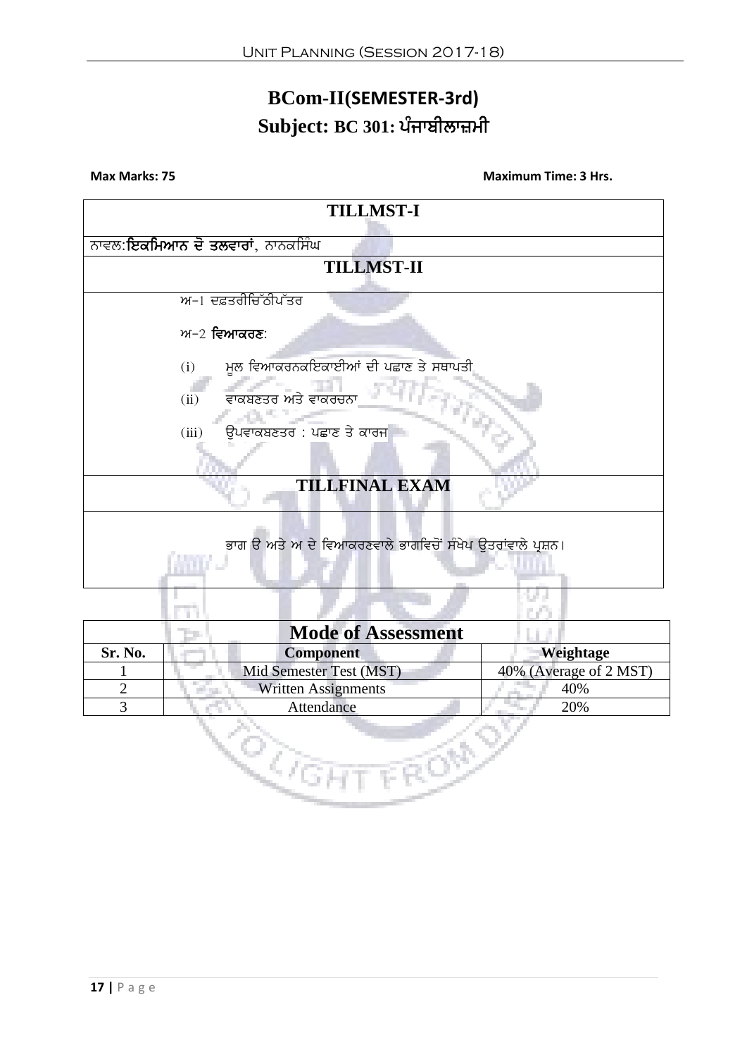# BCom-II(SEMESTER-3rd)

## Subject: BC 301: ਪੰਜਾਬੀਲਾਜ਼ਮੀ

**Max Marks: 75** **Maximum Time: 3 Hrs.**

| TILLMST-I |
|---|
| ਨਾਵਲ:**ਇਕਮਿਆਨ ਦੋ ਤਲਵਾਰਾਂ**, ਨਾਨਕਸਿੰਘ |
| **TILLMST-II** |
| ਅ-1 ਦਫ਼ਤਰੀਚਿੱਠੀਪੱਤਰ<br><br>ਅ-2 **ਵਿਆਕਰਣ**:<br><br>(i) ਮੂਲ ਵਿਆਕਰਨਕਇਕਾਈਆਂ ਦੀ ਪਛਾਣ ਤੇ ਸਥਾਪਤੀ<br><br>(ii) ਵਾਕਬਣਤਰ ਅਤੇ ਵਾਕਰਚਨਾ<br><br>(iii) ਉਪਵਾਕਬਣਤਰ : ਪਛਾਣ ਤੇ ਕਾਰਜ |
| **TILLFINAL EXAM** |
| ਭਾਗ ੳ ਅਤੇ ਅ ਦੇ ਵਿਆਕਰਣਵਾਲੇ ਭਾਗਵਿਚੋਂ ਸੰਖੇਪ ਉਤਰਾਂਵਾਲੇ ਪ੍ਰਸ਼ਨ। |

| Mode of Assessment | | |
|---|---|---|
| **Sr. No.** | **Component** | **Weightage** |
| 1 | Mid Semester Test (MST) | 40% (Average of 2 MST) |
| 2 | Written Assignments | 40% |
| 3 | Attendance | 20% |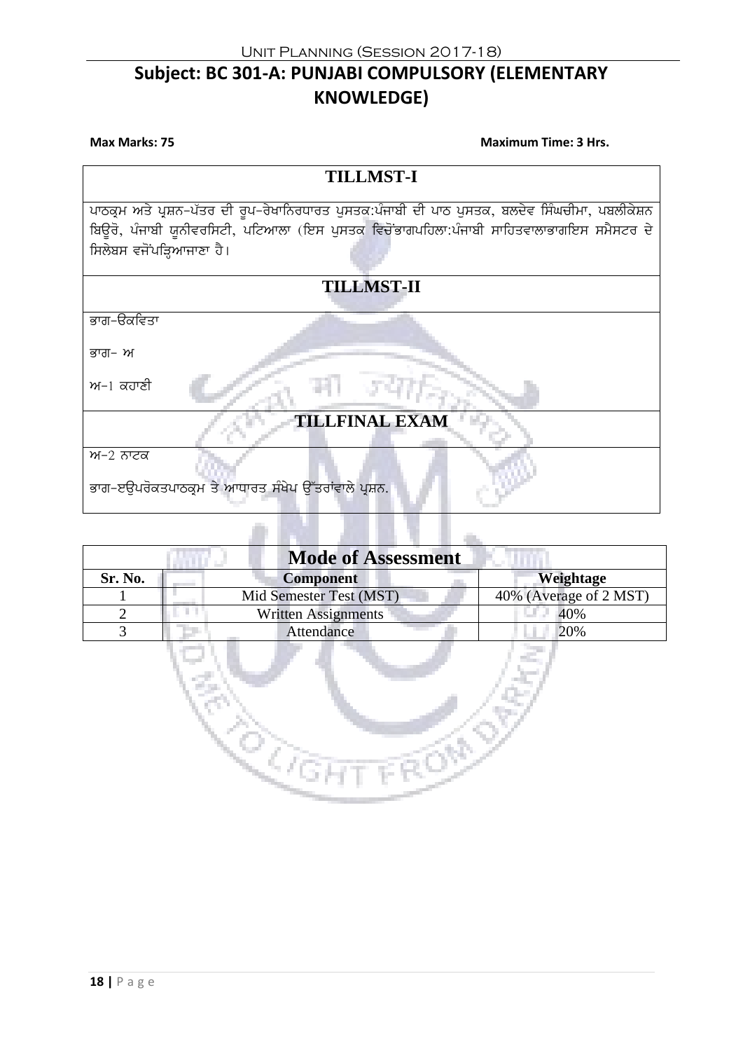# Subject: BC 301-A: PUNJABI COMPULSORY (ELEMENTARY KNOWLEDGE)

**Max Marks: 75** **Maximum Time: 3 Hrs.**

## TILLMST-I

ਪਾਠਕ੍ਰਮ ਅਤੇ ਪ੍ਰਸ਼ਨ-ਪੱਤਰ ਦੀ ਰੂਪ-ਰੇਖਾਨਿਰਧਾਰਤ ਪੁਸਤਕ:ਪੰਜਾਬੀ ਦੀ ਪਾਠ ਪੁਸਤਕ, ਬਲਦੇਵ ਸਿੰਘਚੀਮਾ, ਪਬਲੀਕੇਸ਼ਨ ਬਿਊਰੋ, ਪੰਜਾਬੀ ਯੂਨੀਵਰਸਿਟੀ, ਪਟਿਆਲਾ (ਇਸ ਪੁਸਤਕ ਵਿਚੋਂਭਾਗਪਹਿਲਾ:ਪੰਜਾਬੀ ਸਾਹਿਤਵਾਲਾਭਾਗਇਸ ਸਮੈਸਟਰ ਦੇ ਸਿਲੇਬਸ ਵਜੋਂਪੜ੍ਹਿਆਜਾਣਾ ਹੈ।

## TILLMST-II

ਭਾਗ-ੳਕਵਿਤਾ

ਭਾਗ- ਅ

ਅ-1 ਕਹਾਣੀ

## TILLFINAL EXAM

ਅ-2 ਨਾਟਕ

ਭਾਗ-ੲਉਪਰੋਕਤਪਾਠਕ੍ਰਮ ਤੇ ਆਧਾਰਤ ਸੰਖੇਪ ਉੱਤਰਾਂਵਾਲੇ ਪ੍ਰਸ਼ਨ.

| Mode of Assessment | | |
|---|---|---|
| **Sr. No.** | **Component** | **Weightage** |
| 1 | Mid Semester Test (MST) | 40% (Average of 2 MST) |
| 2 | Written Assignments | 40% |
| 3 | Attendance | 20% |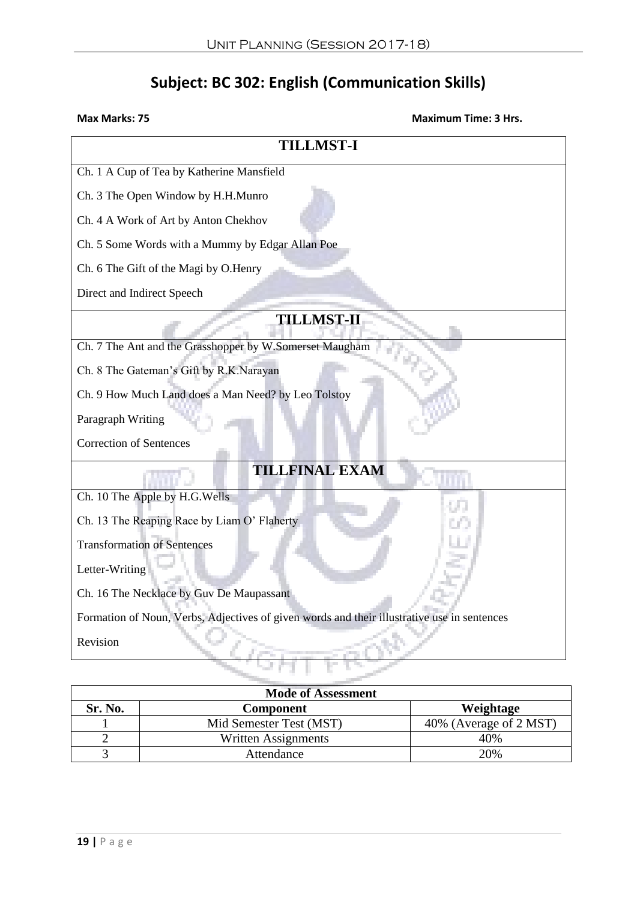# Subject: BC 302: English (Communication Skills)

**Max Marks: 75** **Maximum Time: 3 Hrs.**

| TILLMST-I |
|---|
| Ch. 1 A Cup of Tea by Katherine Mansfield |
| Ch. 3 The Open Window by H.H.Munro |
| Ch. 4 A Work of Art by Anton Chekhov |
| Ch. 5 Some Words with a Mummy by Edgar Allan Poe |
| Ch. 6 The Gift of the Magi by O.Henry |
| Direct and Indirect Speech |
| **TILLMST-II** |
| Ch. 7 The Ant and the Grasshopper by W.Somerset Maugham |
| Ch. 8 The Gateman's Gift by R.K.Narayan |
| Ch. 9 How Much Land does a Man Need? by Leo Tolstoy |
| Paragraph Writing |
| Correction of Sentences |
| **TILLFINAL EXAM** |
| Ch. 10 The Apple by H.G.Wells |
| Ch. 13 The Reaping Race by Liam O' Flaherty |
| Transformation of Sentences |
| Letter-Writing |
| Ch. 16 The Necklace by Guv De Maupassant |
| Formation of Noun, Verbs, Adjectives of given words and their illustrative use in sentences |
| Revision |

| Mode of Assessment | | |
|---|---|---|
| **Sr. No.** | **Component** | **Weightage** |
| 1 | Mid Semester Test (MST) | 40% (Average of 2 MST) |
| 2 | Written Assignments | 40% |
| 3 | Attendance | 20% |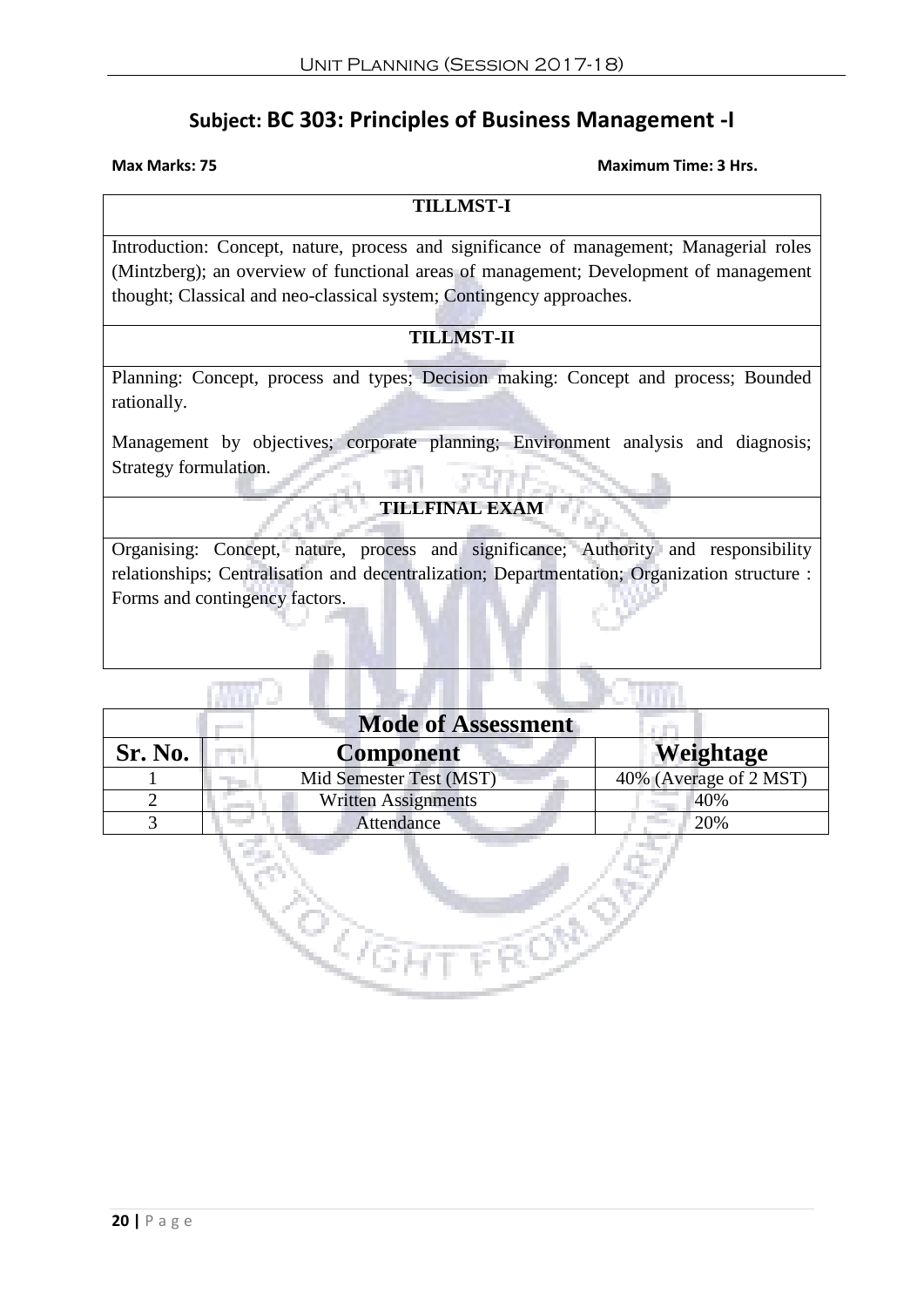## Subject: BC 303: Principles of Business Management -I

**Max Marks: 75** **Maximum Time: 3 Hrs.**

| TILLMST-I |
|---|
| Introduction: Concept, nature, process and significance of management; Managerial roles (Mintzberg); an overview of functional areas of management; Development of management thought; Classical and neo-classical system; Contingency approaches. |
| **TILLMST-II** |
| Planning: Concept, process and types; Decision making: Concept and process; Bounded rationally.<br><br>Management by objectives; corporate planning; Environment analysis and diagnosis; Strategy formulation. |
| **TILLFINAL EXAM** |
| Organising: Concept, nature, process and significance; Authority and responsibility relationships; Centralisation and decentralization; Departmentation; Organization structure : Forms and contingency factors. |

| Mode of Assessment | | |
|---|---|---|
| **Sr. No.** | **Component** | **Weightage** |
| 1 | Mid Semester Test (MST) | 40% (Average of 2 MST) |
| 2 | Written Assignments | 40% |
| 3 | Attendance | 20% |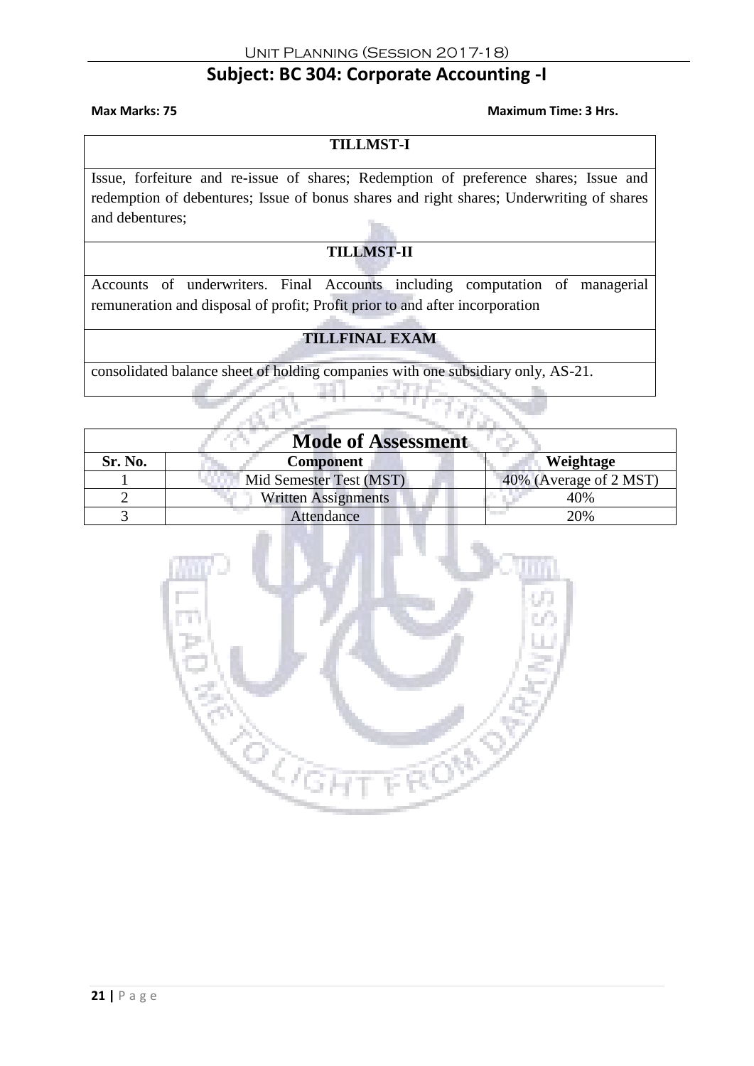## Subject: BC 304: Corporate Accounting -I

**Max Marks: 75** **Maximum Time: 3 Hrs.**

| TILLMST-I |
|---|
| Issue, forfeiture and re-issue of shares; Redemption of preference shares; Issue and redemption of debentures; Issue of bonus shares and right shares; Underwriting of shares and debentures; |
| **TILLMST-II** |
| Accounts of underwriters. Final Accounts including computation of managerial remuneration and disposal of profit; Profit prior to and after incorporation |
| **TILLFINAL EXAM** |
| consolidated balance sheet of holding companies with one subsidiary only, AS-21. |

| Mode of Assessment | | |
|---|---|---|
| **Sr. No.** | **Component** | **Weightage** |
| 1 | Mid Semester Test (MST) | 40% (Average of 2 MST) |
| 2 | Written Assignments | 40% |
| 3 | Attendance | 20% |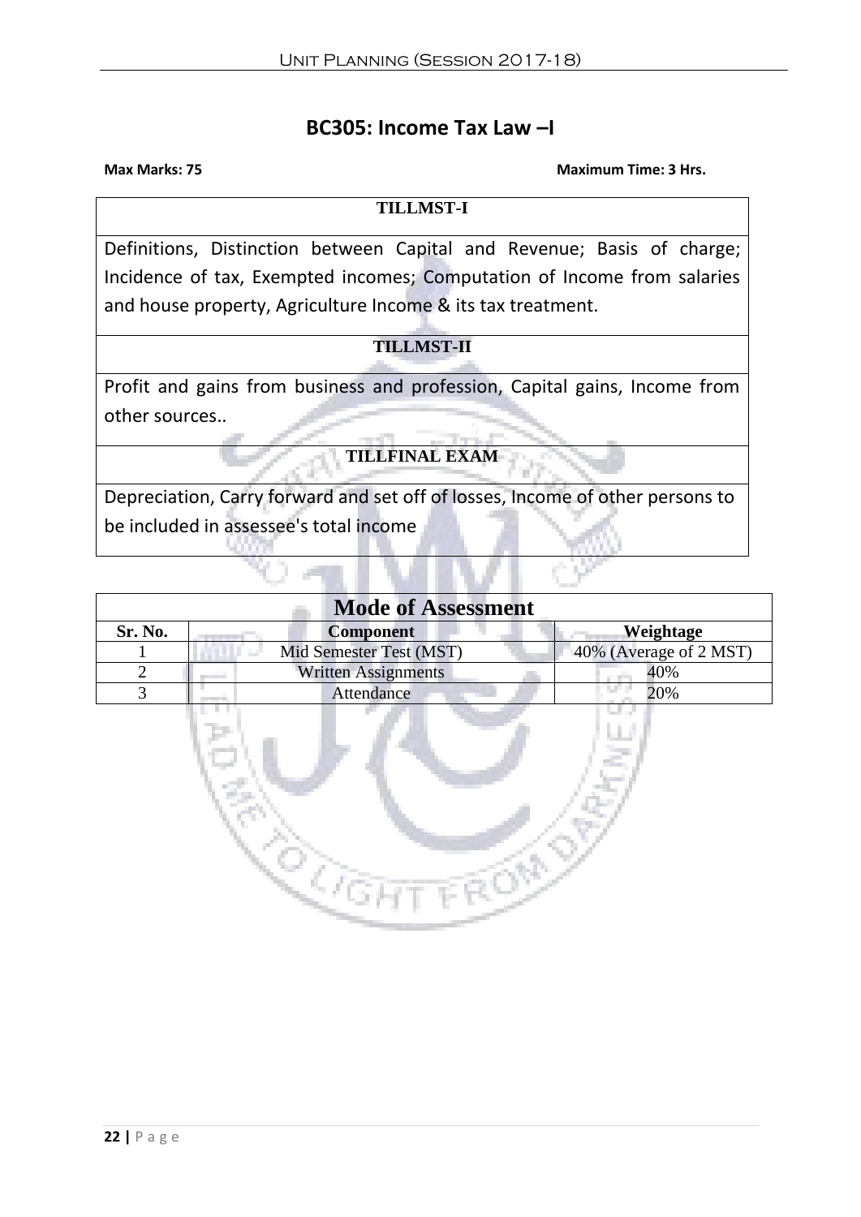# BC305: Income Tax Law –I

**Max Marks: 75** **Maximum Time: 3 Hrs.**

| TILLMST-I |
|---|
| Definitions, Distinction between Capital and Revenue; Basis of charge; Incidence of tax, Exempted incomes; Computation of Income from salaries and house property, Agriculture Income & its tax treatment. |
| **TILLMST-II** |
| Profit and gains from business and profession, Capital gains, Income from other sources.. |
| **TILLFINAL EXAM** |
| Depreciation, Carry forward and set off of losses, Income of other persons to be included in assessee's total income |

**Mode of Assessment**

| Sr. No. | Component | Weightage |
|---|---|---|
| 1 | Mid Semester Test (MST) | 40% (Average of 2 MST) |
| 2 | Written Assignments | 40% |
| 3 | Attendance | 20% |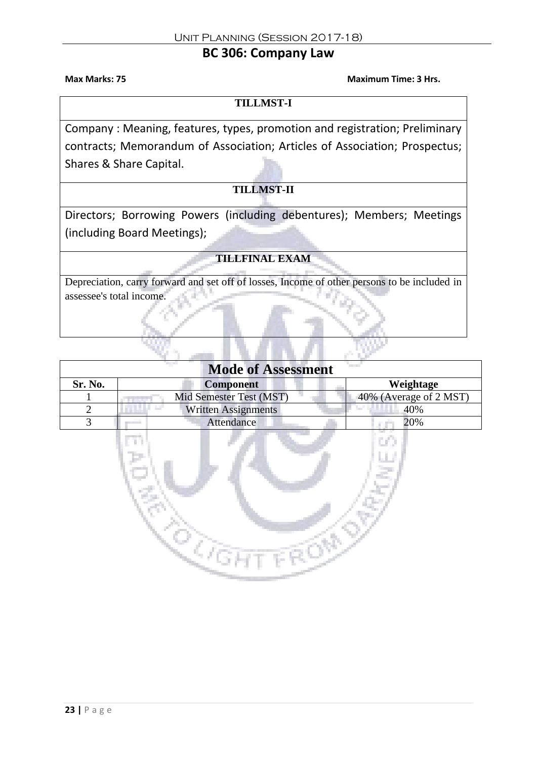# BC 306: Company Law

**Max Marks: 75** **Maximum Time: 3 Hrs.**

| TILLMST-I |
|---|
| Company : Meaning, features, types, promotion and registration; Preliminary contracts; Memorandum of Association; Articles of Association; Prospectus; Shares & Share Capital. |
| **TILLMST-II** |
| Directors; Borrowing Powers (including debentures); Members; Meetings (including Board Meetings); |
| **TILLFINAL EXAM** |
| Depreciation, carry forward and set off of losses, Income of other persons to be included in assessee's total income. |

| Mode of Assessment | | |
|---|---|---|
| **Sr. No.** | **Component** | **Weightage** |
| 1 | Mid Semester Test (MST) | 40% (Average of 2 MST) |
| 2 | Written Assignments | 40% |
| 3 | Attendance | 20% |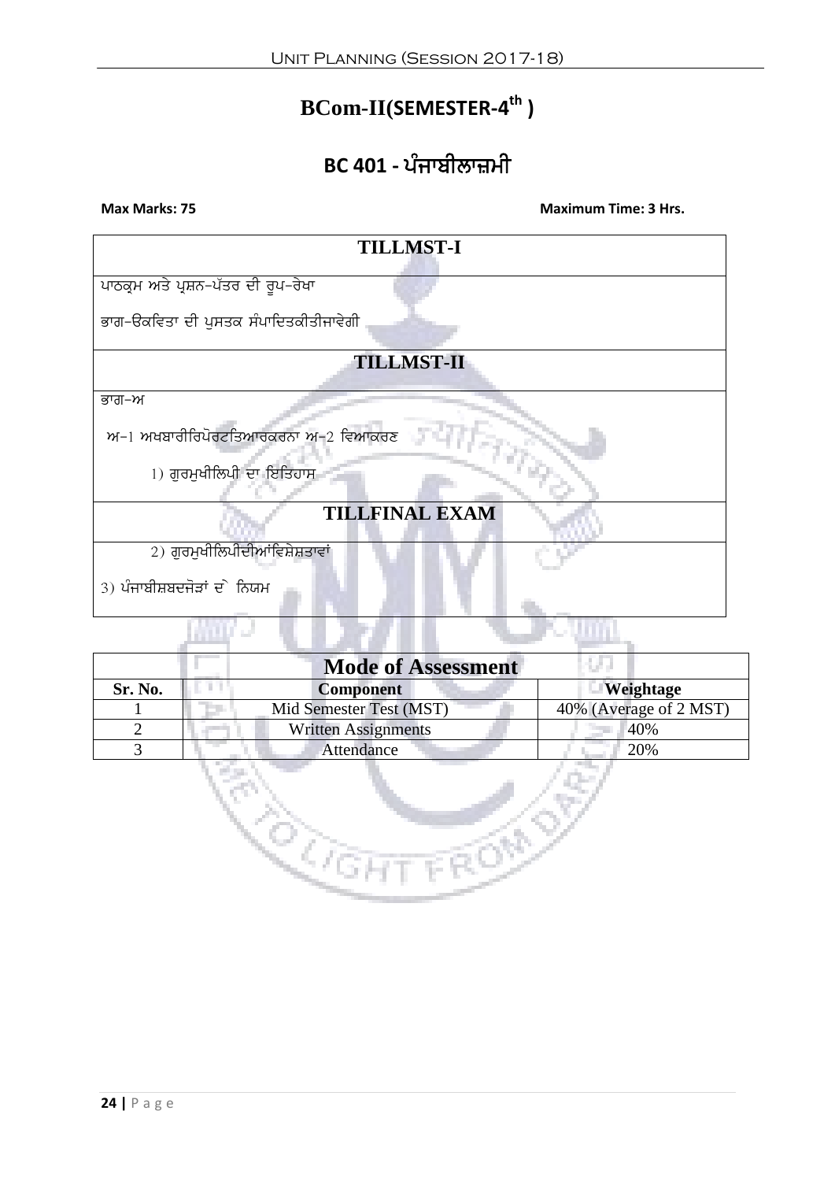# BCom-II(SEMESTER-4th )

## BC 401 - ਪੰਜਾਬੀਲਾਜ਼ਮੀ

**Max Marks: 75** **Maximum Time: 3 Hrs.**

| TILLMST-I |
|---|
| ਪਾਠਕ੍ਰਮ ਅਤੇ ਪ੍ਰਸ਼ਨ-ਪੱਤਰ ਦੀ ਰੂਪ-ਰੇਖਾ<br><br>ਭਾਗ-ੳਕਵਿਤਾ ਦੀ ਪੁਸਤਕ ਸੰਪਾਦਿਤਕੀਤੀਜਾਵੇਗੀ |
| **TILLMST-II** |
| ਭਾਗ-ਅ<br><br>ਅ-1 ਅਖਬਾਰੀਰਿਪੋਰਟਤਿਆਰਕਰਨਾ ਅ-2 ਵਿਆਕਰਣ<br><br>1) ਗੁਰਮੁਖੀਲਿਪੀ ਦਾ ਇਤਿਹਾਸ |
| **TILLFINAL EXAM** |
| 2) ਗੁਰਮੁਖੀਲਿਪੀਦੀਆਂਵਿਸ਼ੇਸ਼ਤਾਵਾਂ<br><br>3) ਪੰਜਾਬੀਸ਼ਬਦਜੋੜਾਂ ਦੇ ਨਿਯਮ |

| Mode of Assessment | | |
|---|---|---|
| **Sr. No.** | **Component** | **Weightage** |
| 1 | Mid Semester Test (MST) | 40% (Average of 2 MST) |
| 2 | Written Assignments | 40% |
| 3 | Attendance | 20% |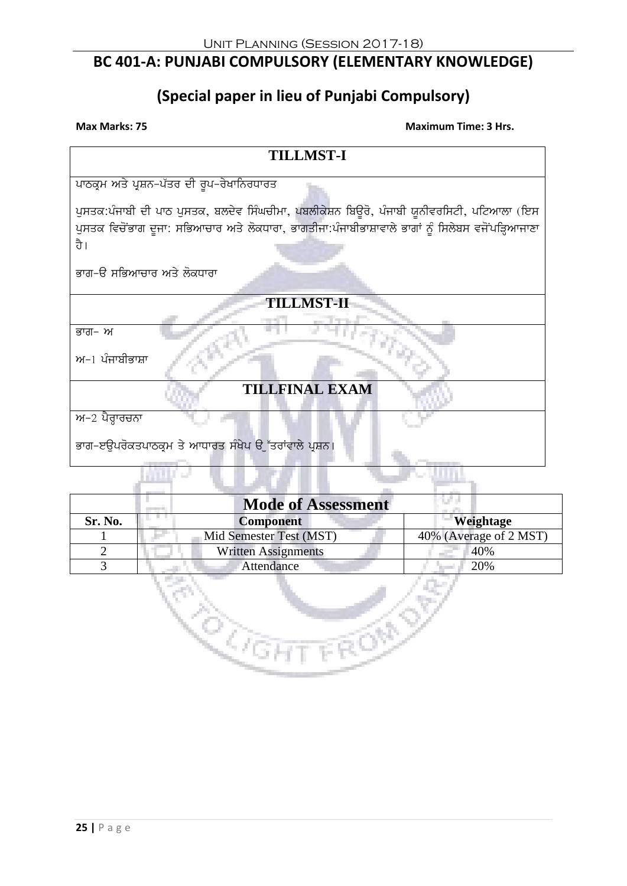# BC 401-A: PUNJABI COMPULSORY (ELEMENTARY KNOWLEDGE)

## (Special paper in lieu of Punjabi Compulsory)

**Max Marks: 75** **Maximum Time: 3 Hrs.**

### TILLMST-I

ਪਾਠਕ੍ਰਮ ਅਤੇ ਪ੍ਰਸ਼ਨ-ਪੱਤਰ ਦੀ ਰੂਪ-ਰੇਖਾਨਿਰਧਾਰਤ

ਪੁਸਤਕ:ਪੰਜਾਬੀ ਦੀ ਪਾਠ ਪੁਸਤਕ, ਬਲਦੇਵ ਸਿੰਘਚੀਮਾ, ਪਬਲੀਕੇਸ਼ਨ ਬਿਊਰੋ, ਪੰਜਾਬੀ ਯੂਨੀਵਰਸਿਟੀ, ਪਟਿਆਲਾ (ਇਸ ਪੁਸਤਕ ਵਿਚੋਂਭਾਗ ਦੂਜਾ: ਸਭਿਆਚਾਰ ਅਤੇ ਲੋਕਧਾਰਾ, ਭਾਗਤੀਜਾ:ਪੰਜਾਬੀਭਾਸ਼ਾਵਾਲੇ ਭਾਗਾਂ ਨੂੰ ਸਿਲੇਬਸ ਵਜੋਂਪੜ੍ਹਿਆਜਾਣਾ ਹੈ।

ਭਾਗ-ੳ ਸਭਿਆਚਾਰ ਅਤੇ ਲੋਕਧਾਰਾ

### TILLMST-II

ਭਾਗ- ਅ

ਅ-1 ਪੰਜਾਬੀਭਾਸ਼ਾ

### TILLFINAL EXAM

ਅ-2 ਪੈਰ੍ਹਾਰਚਨਾ

ਭਾਗ-ੲਉਪਰੋਕਤਪਾਠਕ੍ਰਮ ਤੇ ਆਧਾਰਤ ਸੰਖੇਪ ਉੱਤਰਾਂਵਾਲੇ ਪ੍ਰਸ਼ਨ।

| Mode of Assessment | | |
|---|---|---|
| **Sr. No.** | **Component** | **Weightage** |
| 1 | Mid Semester Test (MST) | 40% (Average of 2 MST) |
| 2 | Written Assignments | 40% |
| 3 | Attendance | 20% |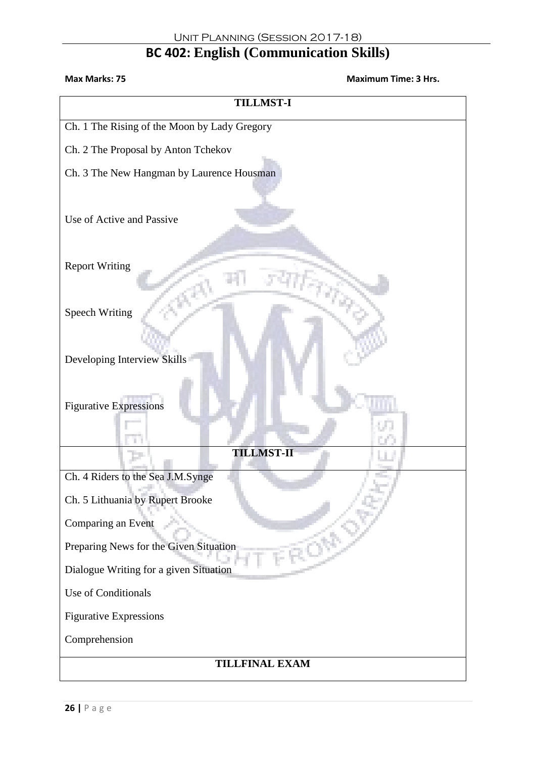# BC 402: English (Communication Skills)

**Max Marks: 75** **Maximum Time: 3 Hrs.**

| TILLMST-I |
|---|
| Ch. 1 The Rising of the Moon by Lady Gregory<br>Ch. 2 The Proposal by Anton Tchekov<br>Ch. 3 The New Hangman by Laurence Housman<br><br>Use of Active and Passive<br><br>Report Writing<br><br>Speech Writing<br><br>Developing Interview Skills<br><br>Figurative Expressions |
| **TILLMST-II** |
| Ch. 4 Riders to the Sea J.M.Synge<br>Ch. 5 Lithuania by Rupert Brooke<br>Comparing an Event<br>Preparing News for the Given Situation<br>Dialogue Writing for a given Situation<br>Use of Conditionals<br>Figurative Expressions<br>Comprehension |
| **TILLFINAL EXAM** |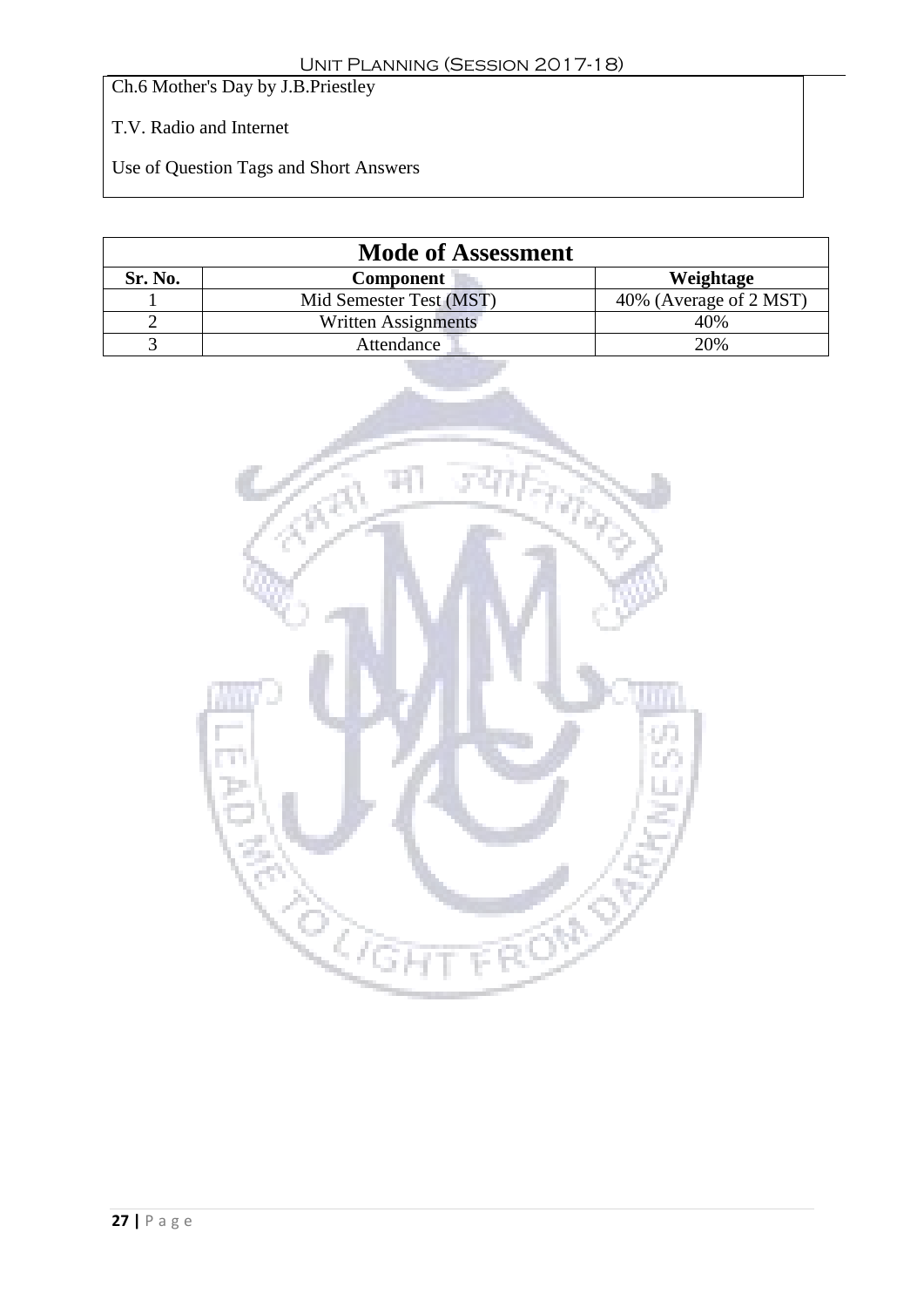Ch.6 Mother's Day by J.B.Priestley

T.V. Radio and Internet

Use of Question Tags and Short Answers

**Mode of Assessment**

| Sr. No. | Component | Weightage |
|---|---|---|
| 1 | Mid Semester Test (MST) | 40% (Average of 2 MST) |
| 2 | Written Assignments | 40% |
| 3 | Attendance | 20% |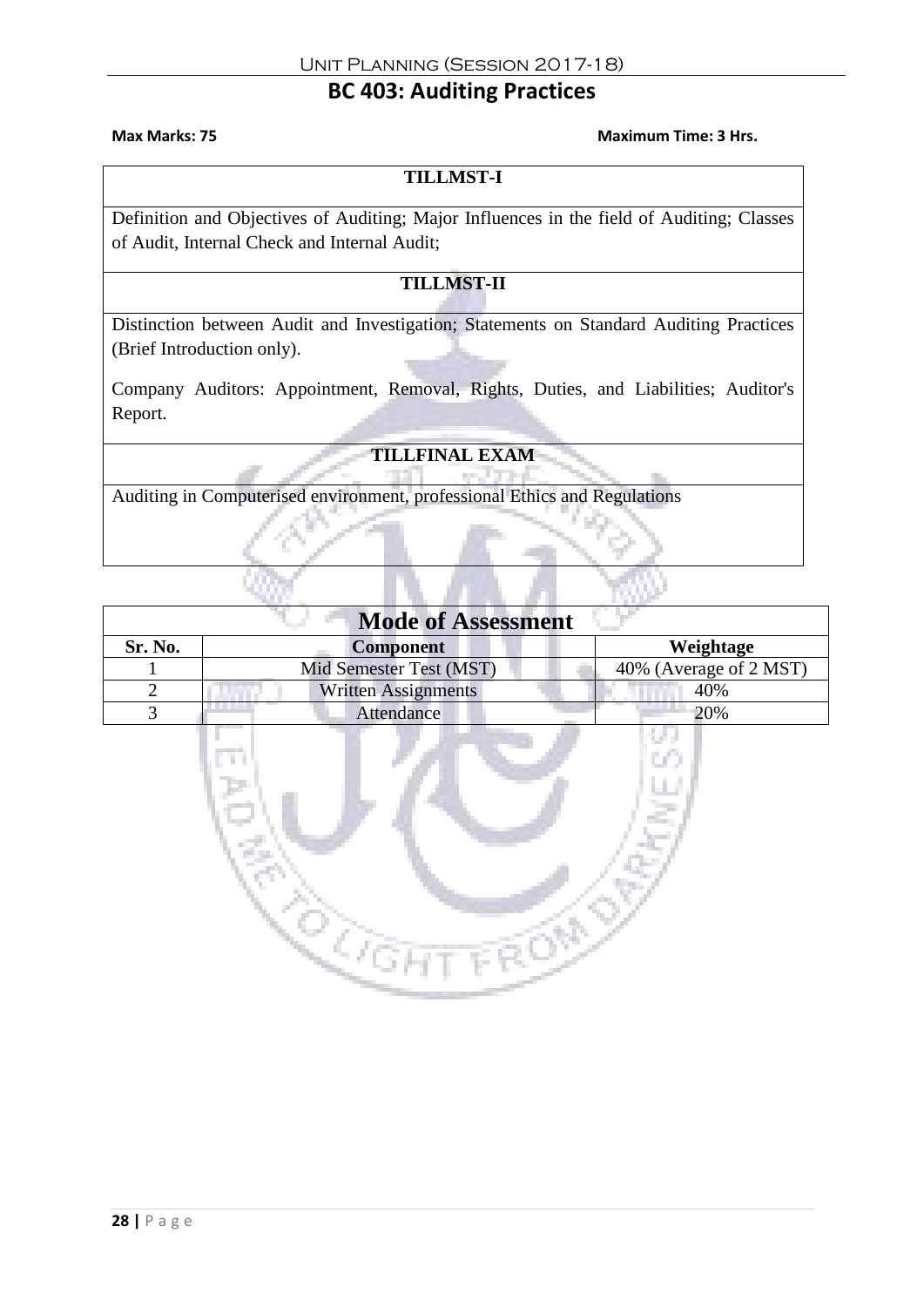# BC 403: Auditing Practices

**Max Marks: 75** **Maximum Time: 3 Hrs.**

| TILLMST-I |
|---|
| Definition and Objectives of Auditing; Major Influences in the field of Auditing; Classes of Audit, Internal Check and Internal Audit; |
| **TILLMST-II** |
| Distinction between Audit and Investigation; Statements on Standard Auditing Practices (Brief Introduction only). Company Auditors: Appointment, Removal, Rights, Duties, and Liabilities; Auditor's Report. |
| **TILLFINAL EXAM** |
| Auditing in Computerised environment, professional Ethics and Regulations |

| Mode of Assessment | | |
|---|---|---|
| **Sr. No.** | **Component** | **Weightage** |
| 1 | Mid Semester Test (MST) | 40% (Average of 2 MST) |
| 2 | Written Assignments | 40% |
| 3 | Attendance | 20% |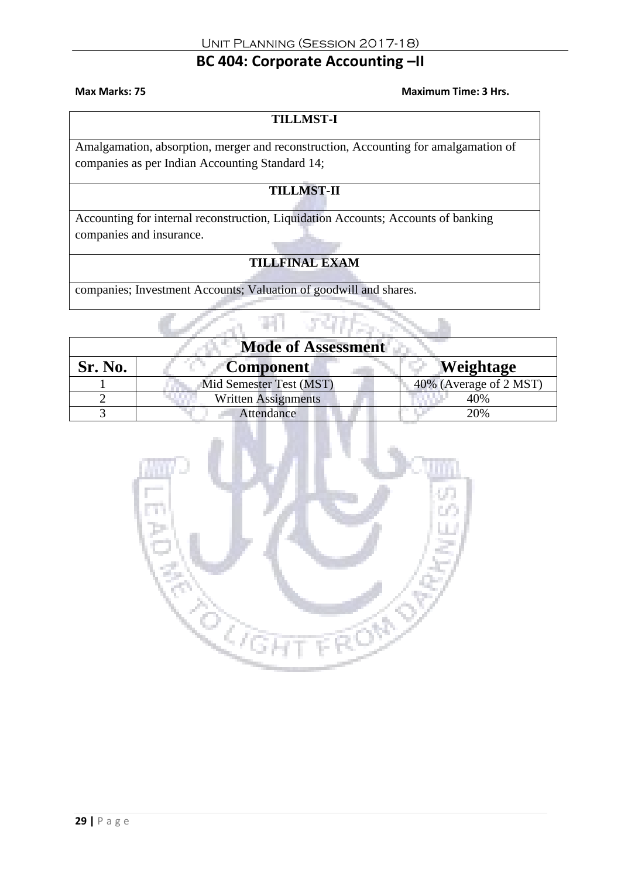# BC 404: Corporate Accounting –II

**Max Marks: 75** **Maximum Time: 3 Hrs.**

| TILLMST-I |
|---|
| Amalgamation, absorption, merger and reconstruction, Accounting for amalgamation of companies as per Indian Accounting Standard 14; |
| **TILLMST-II** |
| Accounting for internal reconstruction, Liquidation Accounts; Accounts of banking companies and insurance. |
| **TILLFINAL EXAM** |
| companies; Investment Accounts; Valuation of goodwill and shares. |

| Mode of Assessment | | |
|---|---|---|
| **Sr. No.** | **Component** | **Weightage** |
| 1 | Mid Semester Test (MST) | 40% (Average of 2 MST) |
| 2 | Written Assignments | 40% |
| 3 | Attendance | 20% |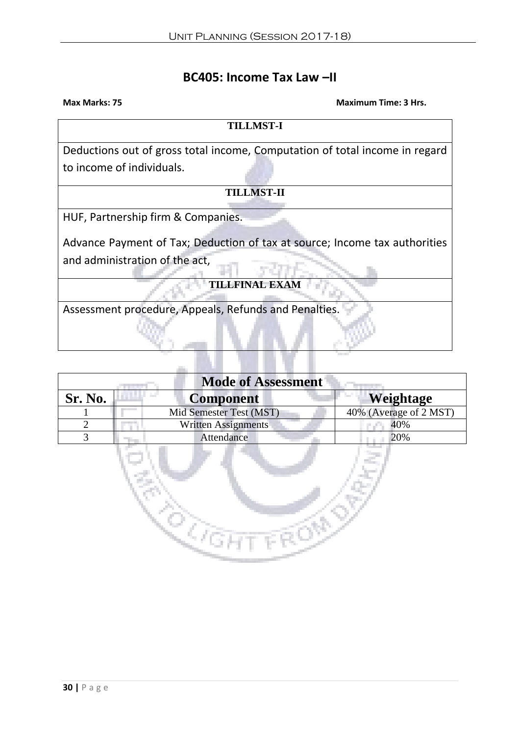## BC405: Income Tax Law –II

**Max Marks: 75** **Maximum Time: 3 Hrs.**

| TILLMST-I |
|---|
| Deductions out of gross total income, Computation of total income in regard to income of individuals. |
| **TILLMST-II** |
| HUF, Partnership firm & Companies.<br><br>Advance Payment of Tax; Deduction of tax at source; Income tax authorities and administration of the act, |
| **TILLFINAL EXAM** |
| Assessment procedure, Appeals, Refunds and Penalties. |

| Mode of Assessment | | |
|---|---|---|
| **Sr. No.** | **Component** | **Weightage** |
| 1 | Mid Semester Test (MST) | 40% (Average of 2 MST) |
| 2 | Written Assignments | 40% |
| 3 | Attendance | 20% |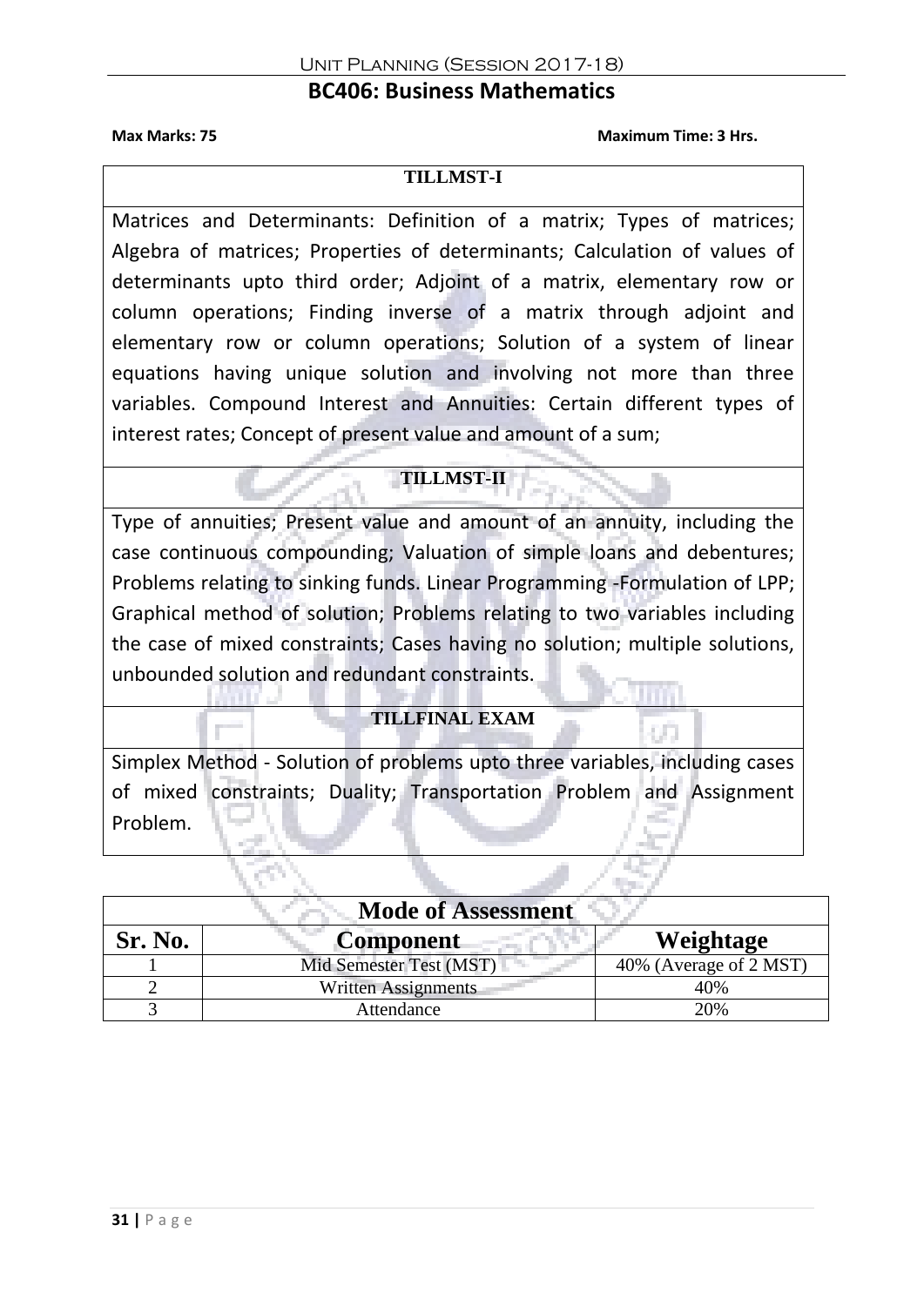# BC406: Business Mathematics

**Max Marks: 75** **Maximum Time: 3 Hrs.**

| **TILLMST-I** |
|---|
| Matrices and Determinants: Definition of a matrix; Types of matrices; Algebra of matrices; Properties of determinants; Calculation of values of determinants upto third order; Adjoint of a matrix, elementary row or column operations; Finding inverse of a matrix through adjoint and elementary row or column operations; Solution of a system of linear equations having unique solution and involving not more than three variables. Compound Interest and Annuities: Certain different types of interest rates; Concept of present value and amount of a sum; |
| **TILLMST-II** |
| Type of annuities; Present value and amount of an annuity, including the case continuous compounding; Valuation of simple loans and debentures; Problems relating to sinking funds. Linear Programming -Formulation of LPP; Graphical method of solution; Problems relating to two variables including the case of mixed constraints; Cases having no solution; multiple solutions, unbounded solution and redundant constraints. |
| **TILLFINAL EXAM** |
| Simplex Method - Solution of problems upto three variables, including cases of mixed constraints; Duality; Transportation Problem and Assignment Problem. |

| **Mode of Assessment** | | |
|---|---|---|
| **Sr. No.** | **Component** | **Weightage** |
| 1 | Mid Semester Test (MST) | 40% (Average of 2 MST) |
| 2 | Written Assignments | 40% |
| 3 | Attendance | 20% |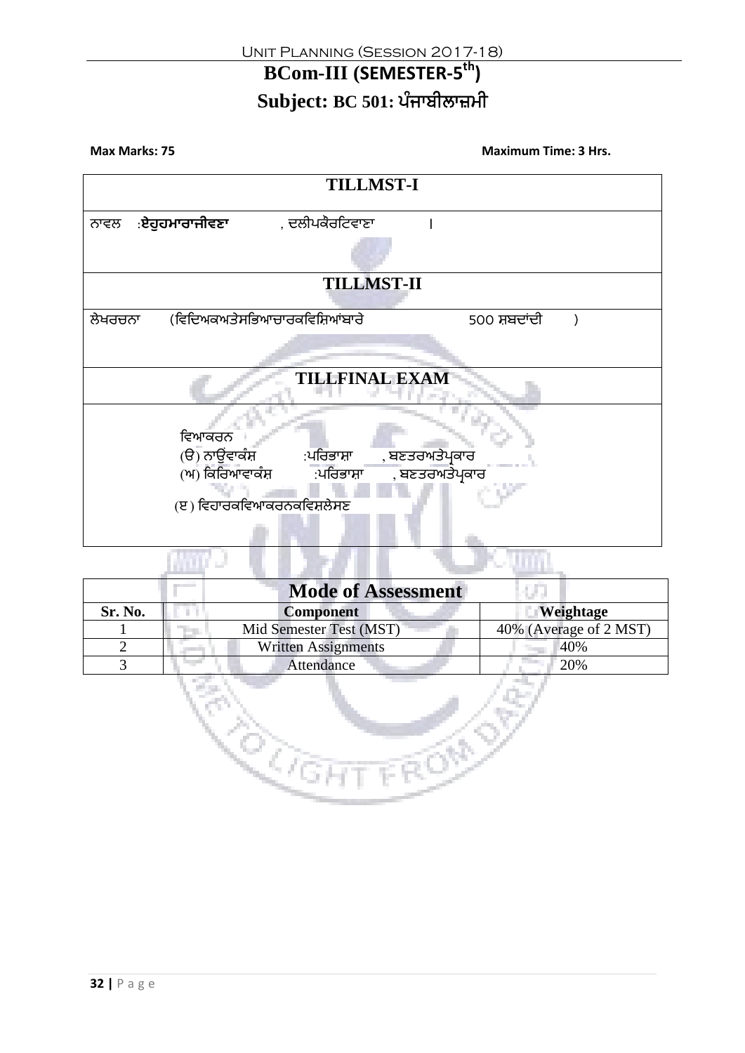# BCom-III (SEMESTER-5th)

## Subject: BC 501: ਪੰਜਾਬੀਲਾਜ਼ਮੀ

**Max Marks: 75** **Maximum Time: 3 Hrs.**

| TILLMST-I |
|---|
| ਨਾਵਲ :**ਏਹੁਹਮਾਰਾਜੀਵਣਾ** , ਦਲੀਪਕੌਰਟਿਵਾਣਾ । |
| **TILLMST-II** |
| ਲੇਖਰਚਨਾ (ਵਿਦਿਅਕਅਤੇਸਭਿਆਚਾਰਕਵਿਸ਼ਿਆਂਬਾਰੇ 500 ਸ਼ਬਦਾਂਦੀ ) |
| **TILLFINAL EXAM** |
| ਵਿਆਕਰਨ<br>(ੳ) ਨਾਉਂਵਾਕੰਸ਼ :ਪਰਿਭਾਸ਼ਾ , ਬਣਤਰਅਤੇਪ੍ਰਕਾਰ<br>(ਅ) ਕਿਰਿਆਵਾਕੰਸ਼ :ਪਰਿਭਾਸ਼ਾ , ਬਣਤਰਅਤੇਪ੍ਰਕਾਰ<br>(ੲ) ਵਿਹਾਰਕਵਿਆਕਰਨਕਵਿਸ਼ਲੇਸਣ |

| Mode of Assessment | | |
|---|---|---|
| **Sr. No.** | **Component** | **Weightage** |
| 1 | Mid Semester Test (MST) | 40% (Average of 2 MST) |
| 2 | Written Assignments | 40% |
| 3 | Attendance | 20% |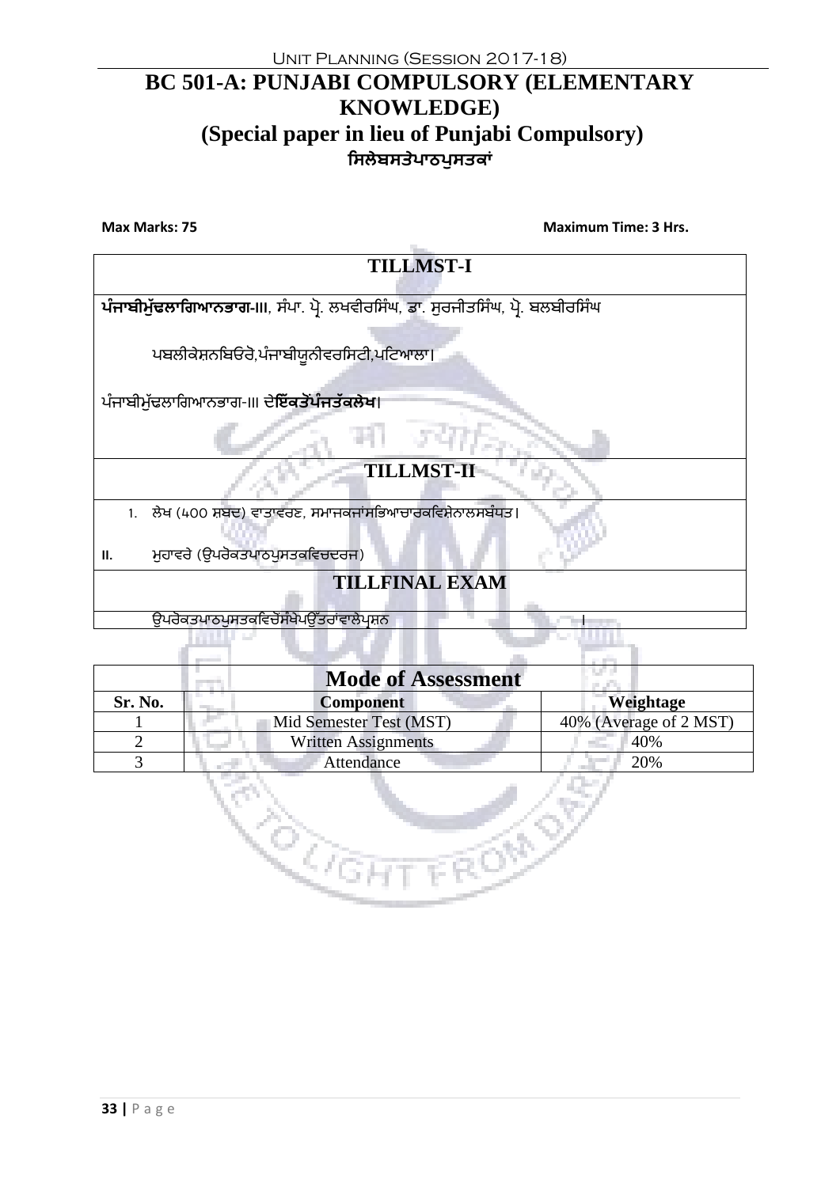# BC 501-A: PUNJABI COMPULSORY (ELEMENTARY KNOWLEDGE)

## (Special paper in lieu of Punjabi Compulsory)

### ਸਿਲੇਬਸਤੇਪਾਠਪੁਸਤਕਾਂ

**Max Marks: 75** **Maximum Time: 3 Hrs.**

| TILLMST-I |
|---|
| **ਪੰਜਾਬੀਮੁੱਢਲਾਗਿਆਨਭਾਗ-III**, ਸੰਪਾ. ਪ੍ਰੋ. ਲਖਵੀਰਸਿੰਘ, ਡਾ. ਸੁਰਜੀਤਸਿੰਘ, ਪ੍ਰੋ. ਬਲਬੀਰਸਿੰਘ<br><br>ਪਬਲੀਕੇਸ਼ਨਬਿਓਰੋ,ਪੰਜਾਬੀਯੂਨੀਵਰਸਿਟੀ,ਪਟਿਆਲਾ।<br><br>ਪੰਜਾਬੀਮੁੱਢਲਾਗਿਆਨਭਾਗ-III **ਦੇਇੱਕਤੋਂਪੰਜਤੱਕਲੇਖ**। |
| **TILLMST-II** |
| 1. ਲੇਖ (400 ਸ਼ਬਦ) ਵਾਤਾਵਰਣ, ਸਮਾਜਕਜਾਂਸਭਿਆਚਾਰਕਵਿਸ਼ੇਨਾਲਸਬੰਧਤ।<br><br>II. ਮੁਹਾਵਰੇ (ਉਪਰੋਕਤਪਾਠਪੁਸਤਕਵਿਚਦਰਜ) |
| **TILLFINAL EXAM** |
| ਉਪਰੋਕਤਪਾਠਪੁਸਤਕਵਿਚੋਂਸੰਖੇਪਉੱਤਰਾਂਵਾਲੇਪ੍ਰਸ਼ਨ । |

| Mode of Assessment | | |
|---|---|---|
| **Sr. No.** | **Component** | **Weightage** |
| 1 | Mid Semester Test (MST) | 40% (Average of 2 MST) |
| 2 | Written Assignments | 40% |
| 3 | Attendance | 20% |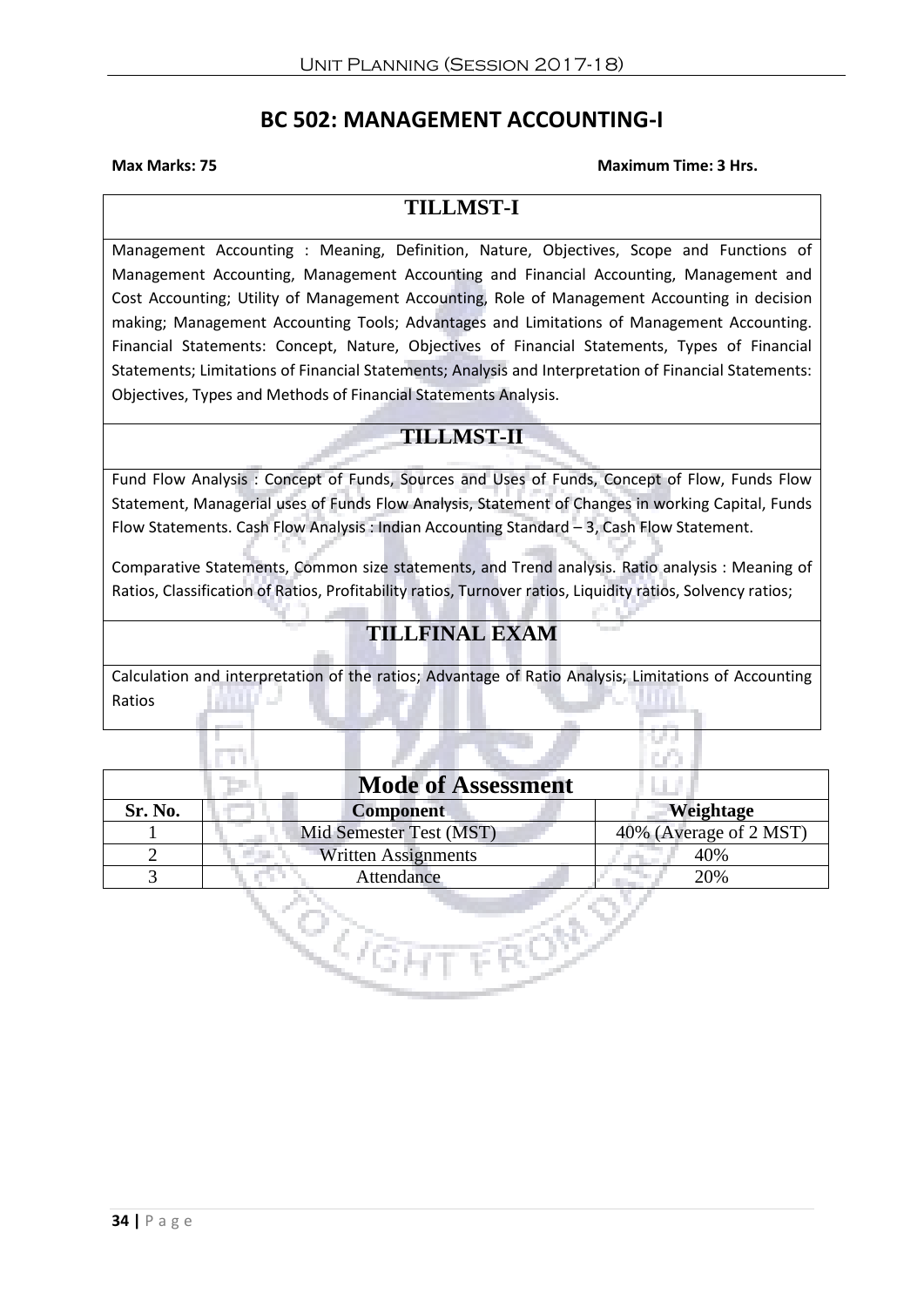# BC 502: MANAGEMENT ACCOUNTING-I

**Max Marks: 75** **Maximum Time: 3 Hrs.**

## TILLMST-I

Management Accounting : Meaning, Definition, Nature, Objectives, Scope and Functions of Management Accounting, Management Accounting and Financial Accounting, Management and Cost Accounting; Utility of Management Accounting, Role of Management Accounting in decision making; Management Accounting Tools; Advantages and Limitations of Management Accounting. Financial Statements: Concept, Nature, Objectives of Financial Statements, Types of Financial Statements; Limitations of Financial Statements; Analysis and Interpretation of Financial Statements: Objectives, Types and Methods of Financial Statements Analysis.

## TILLMST-II

Fund Flow Analysis : Concept of Funds, Sources and Uses of Funds, Concept of Flow, Funds Flow Statement, Managerial uses of Funds Flow Analysis, Statement of Changes in working Capital, Funds Flow Statements. Cash Flow Analysis : Indian Accounting Standard – 3, Cash Flow Statement.

Comparative Statements, Common size statements, and Trend analysis. Ratio analysis : Meaning of Ratios, Classification of Ratios, Profitability ratios, Turnover ratios, Liquidity ratios, Solvency ratios;

## TILLFINAL EXAM

Calculation and interpretation of the ratios; Advantage of Ratio Analysis; Limitations of Accounting Ratios

## Mode of Assessment

| Sr. No. | Component | Weightage |
|---|---|---|
| 1 | Mid Semester Test (MST) | 40% (Average of 2 MST) |
| 2 | Written Assignments | 40% |
| 3 | Attendance | 20% |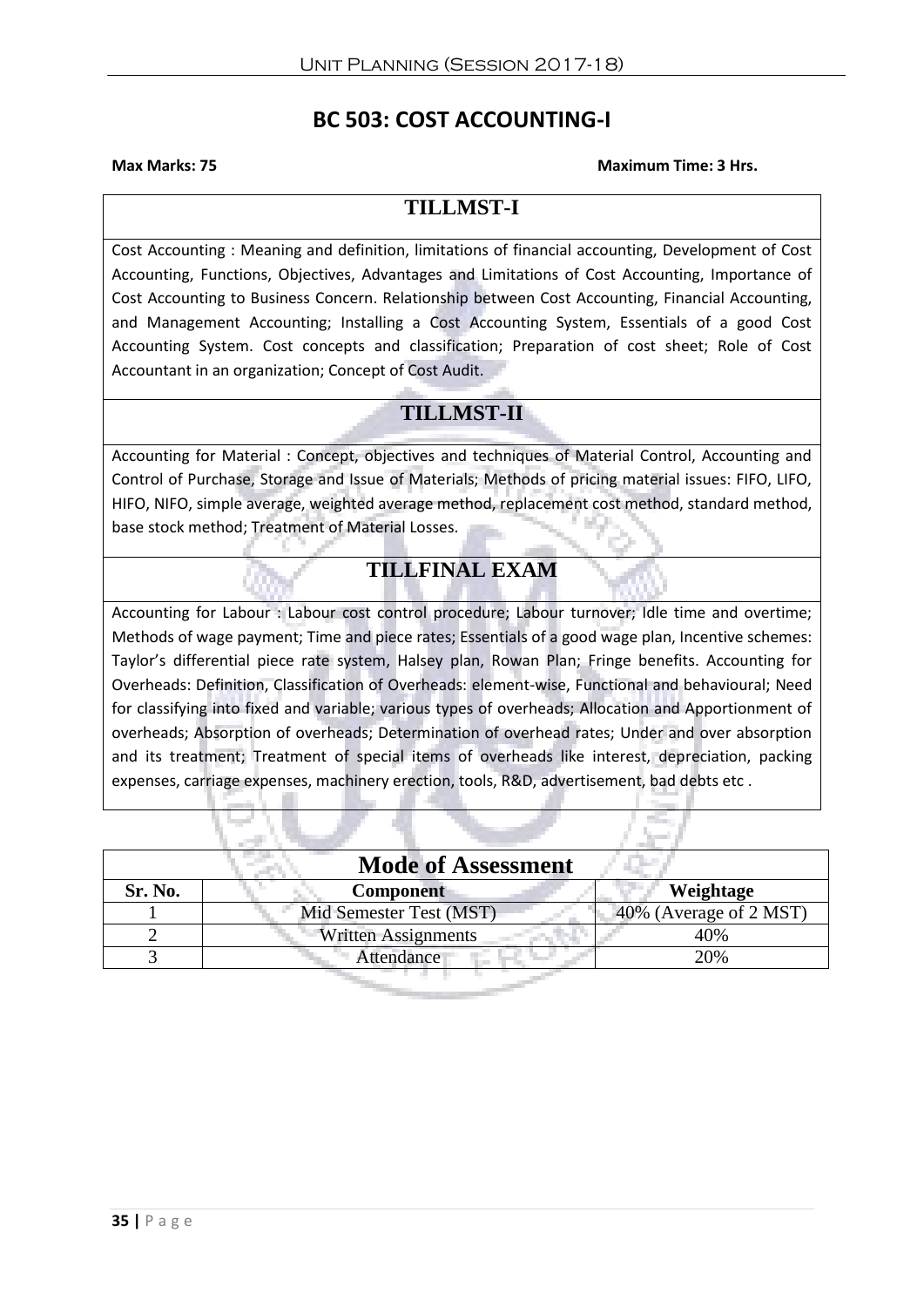# BC 503: COST ACCOUNTING-I

**Max Marks: 75** **Maximum Time: 3 Hrs.**

## TILLMST-I

Cost Accounting : Meaning and definition, limitations of financial accounting, Development of Cost Accounting, Functions, Objectives, Advantages and Limitations of Cost Accounting, Importance of Cost Accounting to Business Concern. Relationship between Cost Accounting, Financial Accounting, and Management Accounting; Installing a Cost Accounting System, Essentials of a good Cost Accounting System. Cost concepts and classification; Preparation of cost sheet; Role of Cost Accountant in an organization; Concept of Cost Audit.

## TILLMST-II

Accounting for Material : Concept, objectives and techniques of Material Control, Accounting and Control of Purchase, Storage and Issue of Materials; Methods of pricing material issues: FIFO, LIFO, HIFO, NIFO, simple average, weighted average method, replacement cost method, standard method, base stock method; Treatment of Material Losses.

## TILLFINAL EXAM

Accounting for Labour : Labour cost control procedure; Labour turnover; Idle time and overtime; Methods of wage payment; Time and piece rates; Essentials of a good wage plan, Incentive schemes: Taylor's differential piece rate system, Halsey plan, Rowan Plan; Fringe benefits. Accounting for Overheads: Definition, Classification of Overheads: element-wise, Functional and behavioural; Need for classifying into fixed and variable; various types of overheads; Allocation and Apportionment of overheads; Absorption of overheads; Determination of overhead rates; Under and over absorption and its treatment; Treatment of special items of overheads like interest, depreciation, packing expenses, carriage expenses, machinery erection, tools, R&D, advertisement, bad debts etc .

| Mode of Assessment | | |
|---|---|---|
| **Sr. No.** | **Component** | **Weightage** |
| 1 | Mid Semester Test (MST) | 40% (Average of 2 MST) |
| 2 | Written Assignments | 40% |
| 3 | Attendance | 20% |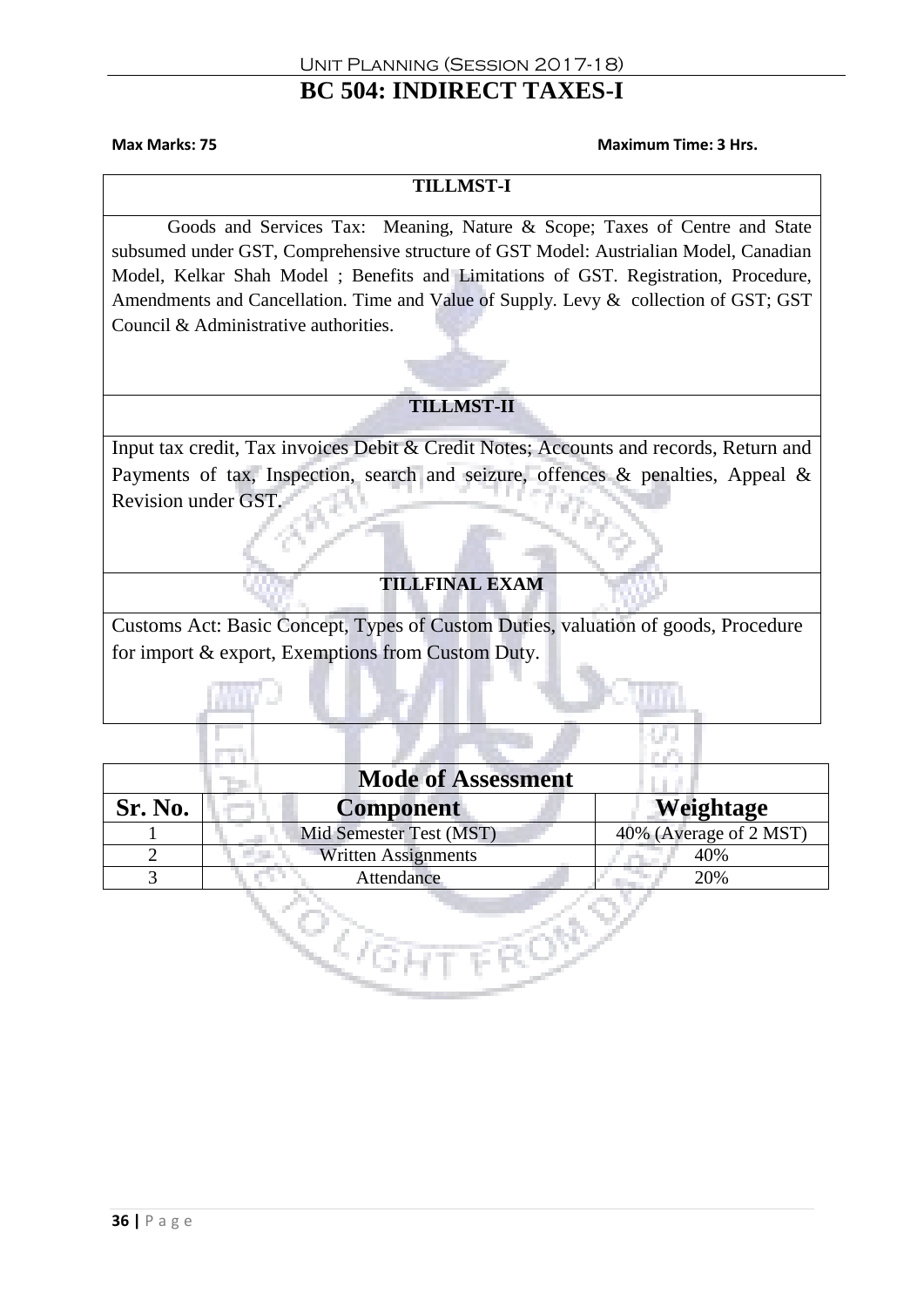# BC 504: INDIRECT TAXES-I

**Max Marks: 75** **Maximum Time: 3 Hrs.**

| TILLMST-I |
|---|
| Goods and Services Tax: Meaning, Nature & Scope; Taxes of Centre and State subsumed under GST, Comprehensive structure of GST Model: Austrialian Model, Canadian Model, Kelkar Shah Model ; Benefits and Limitations of GST. Registration, Procedure, Amendments and Cancellation. Time and Value of Supply. Levy & collection of GST; GST Council & Administrative authorities. |
| **TILLMST-II** |
| Input tax credit, Tax invoices Debit & Credit Notes; Accounts and records, Return and Payments of tax, Inspection, search and seizure, offences & penalties, Appeal & Revision under GST. |
| **TILLFINAL EXAM** |
| Customs Act: Basic Concept, Types of Custom Duties, valuation of goods, Procedure for import & export, Exemptions from Custom Duty. |

| Mode of Assessment | | |
|---|---|---|
| **Sr. No.** | **Component** | **Weightage** |
| 1 | Mid Semester Test (MST) | 40% (Average of 2 MST) |
| 2 | Written Assignments | 40% |
| 3 | Attendance | 20% |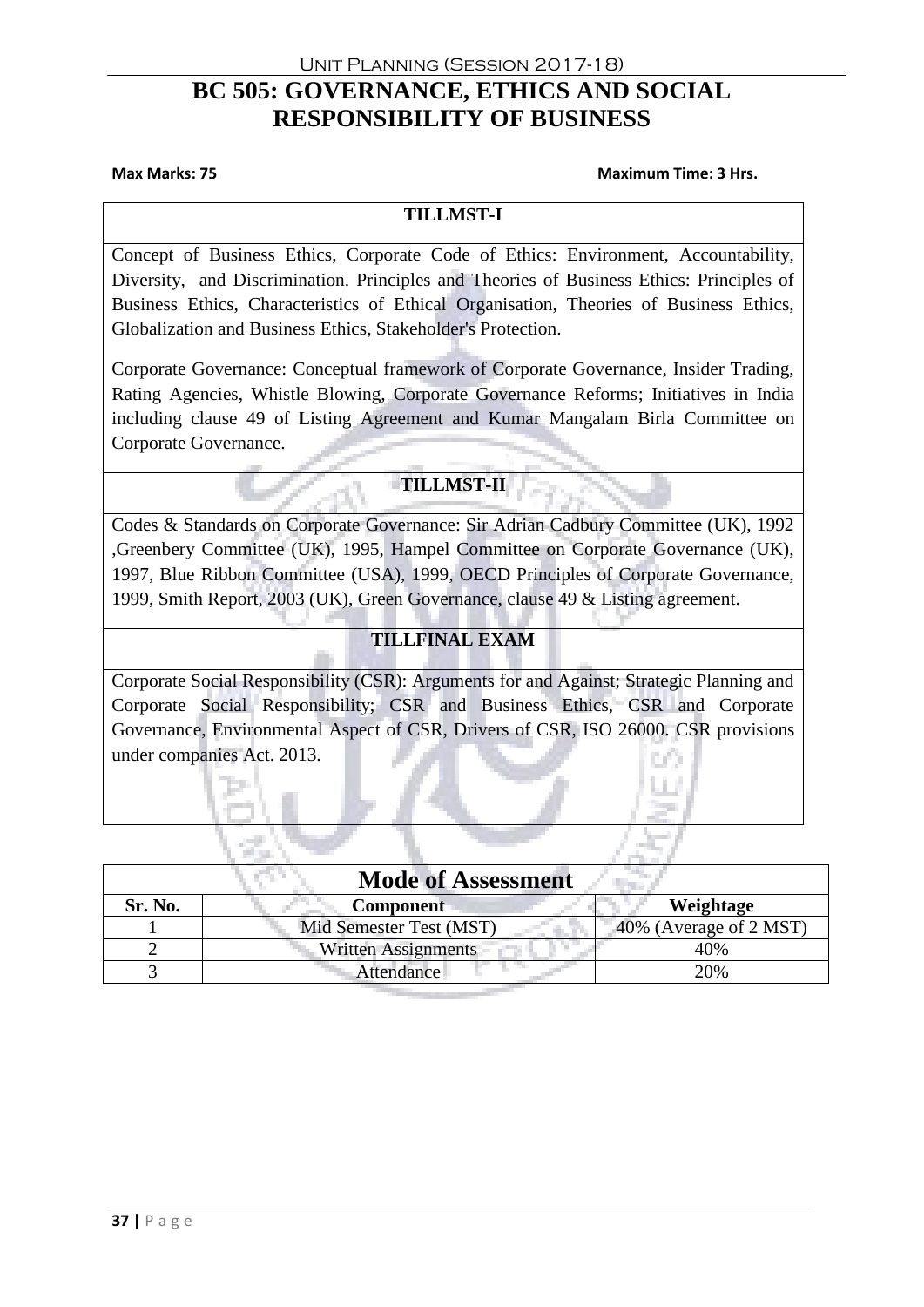# BC 505: GOVERNANCE, ETHICS AND SOCIAL RESPONSIBILITY OF BUSINESS

**Max Marks: 75** **Maximum Time: 3 Hrs.**

## TILLMST-I

Concept of Business Ethics, Corporate Code of Ethics: Environment, Accountability, Diversity, and Discrimination. Principles and Theories of Business Ethics: Principles of Business Ethics, Characteristics of Ethical Organisation, Theories of Business Ethics, Globalization and Business Ethics, Stakeholder's Protection.

Corporate Governance: Conceptual framework of Corporate Governance, Insider Trading, Rating Agencies, Whistle Blowing, Corporate Governance Reforms; Initiatives in India including clause 49 of Listing Agreement and Kumar Mangalam Birla Committee on Corporate Governance.

## TILLMST-II

Codes & Standards on Corporate Governance: Sir Adrian Cadbury Committee (UK), 1992 ,Greenbery Committee (UK), 1995, Hampel Committee on Corporate Governance (UK), 1997, Blue Ribbon Committee (USA), 1999, OECD Principles of Corporate Governance, 1999, Smith Report, 2003 (UK), Green Governance, clause 49 & Listing agreement.

## TILLFINAL EXAM

Corporate Social Responsibility (CSR): Arguments for and Against; Strategic Planning and Corporate Social Responsibility; CSR and Business Ethics, CSR and Corporate Governance, Environmental Aspect of CSR, Drivers of CSR, ISO 26000. CSR provisions under companies Act. 2013.

## Mode of Assessment

| Sr. No. | Component | Weightage |
|---|---|---|
| 1 | Mid Semester Test (MST) | 40% (Average of 2 MST) |
| 2 | Written Assignments | 40% |
| 3 | Attendance | 20% |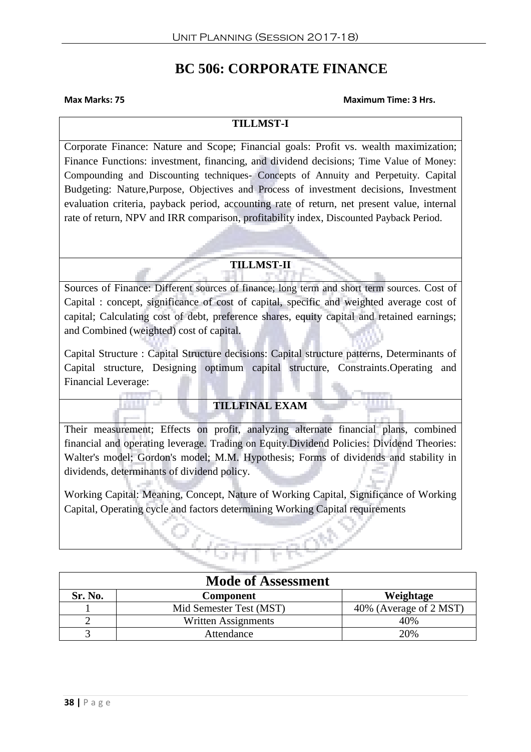# BC 506: CORPORATE FINANCE

**Max Marks: 75** **Maximum Time: 3 Hrs.**

| TILLMST-I |
|---|
| Corporate Finance: Nature and Scope; Financial goals: Profit vs. wealth maximization; Finance Functions: investment, financing, and dividend decisions; Time Value of Money: Compounding and Discounting techniques- Concepts of Annuity and Perpetuity. Capital Budgeting: Nature,Purpose, Objectives and Process of investment decisions, Investment evaluation criteria, payback period, accounting rate of return, net present value, internal rate of return, NPV and IRR comparison, profitability index, Discounted Payback Period. |
| **TILLMST-II** |
| Sources of Finance: Different sources of finance; long term and short term sources. Cost of Capital : concept, significance of cost of capital, specific and weighted average cost of capital; Calculating cost of debt, preference shares, equity capital and retained earnings; and Combined (weighted) cost of capital.<br><br>Capital Structure : Capital Structure decisions: Capital structure patterns, Determinants of Capital structure, Designing optimum capital structure, Constraints.Operating and Financial Leverage: |
| **TILLFINAL EXAM** |
| Their measurement; Effects on profit, analyzing alternate financial plans, combined financial and operating leverage. Trading on Equity.Dividend Policies: Dividend Theories: Walter's model; Gordon's model; M.M. Hypothesis; Forms of dividends and stability in dividends, determinants of dividend policy.<br><br>Working Capital: Meaning, Concept, Nature of Working Capital, Significance of Working Capital, Operating cycle and factors determining Working Capital requirements |

## Mode of Assessment

| Sr. No. | Component | Weightage |
|---|---|---|
| 1 | Mid Semester Test (MST) | 40% (Average of 2 MST) |
| 2 | Written Assignments | 40% |
| 3 | Attendance | 20% |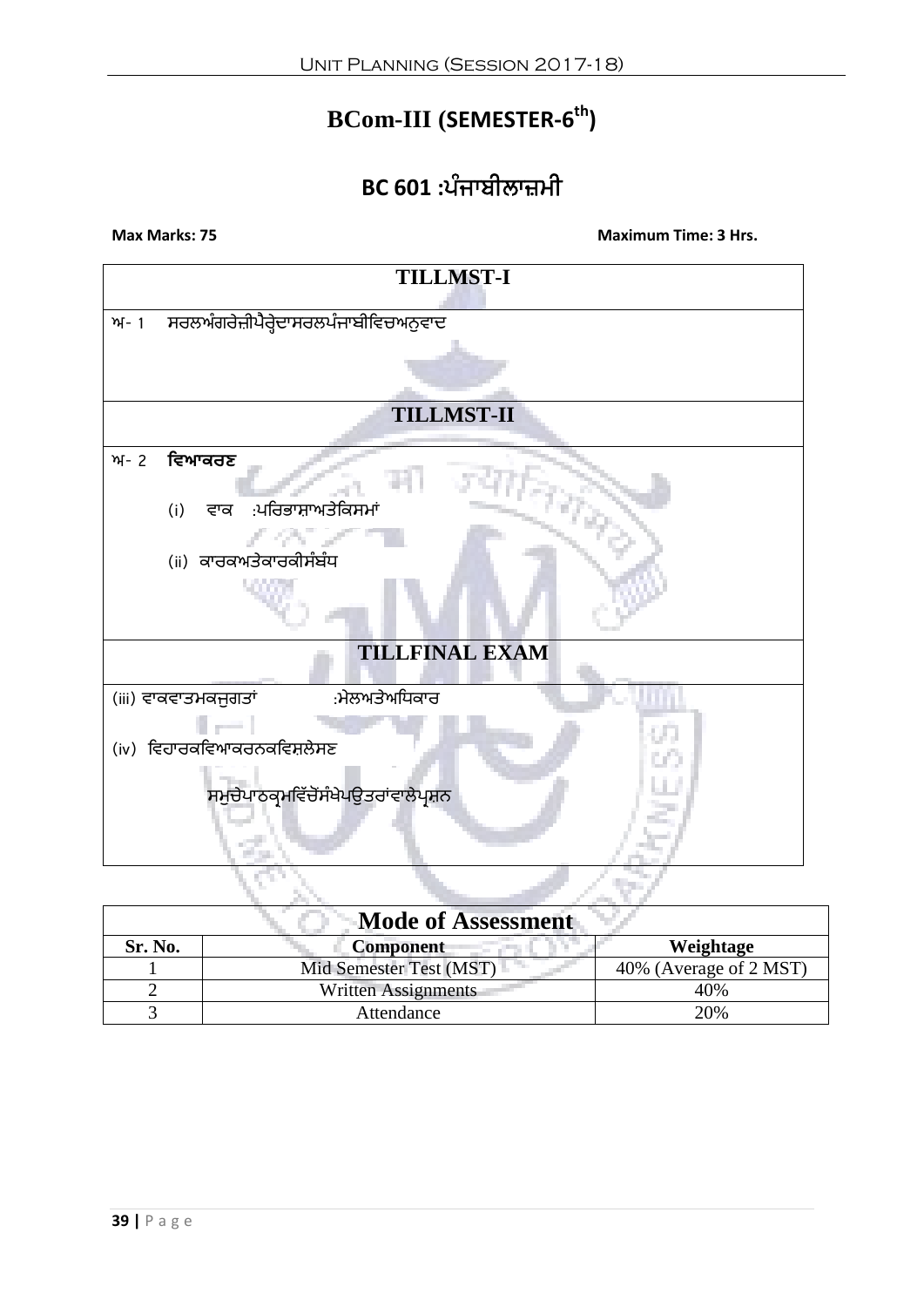# BCom-III (SEMESTER-6th)

## BC 601 :ਪੰਜਾਬੀਲਾਜ਼ਮੀ

**Max Marks: 75** **Maximum Time: 3 Hrs.**

| TILLMST-I |
|---|
| ਅ- 1 ਸਰਲਅੰਗਰੇਜ਼ੀਪੈਰ੍ਹੇਦਾਸਰਲਪੰਜਾਬੀਵਿਚਅਨੁਵਾਦ |
| **TILLMST-II** |
| ਅ- 2 **ਵਿਆਕਰਣ**<br>(i) ਵਾਕ :ਪਰਿਭਾਸ਼ਾਅਤੇਕਿਸਮਾਂ<br>(ii) ਕਾਰਕਅਤੇਕਾਰਕੀਸੰਬੰਧ |
| **TILLFINAL EXAM** |
| (iii) ਵਾਕਵਾਤਮਕਜੁਗਤਾਂ :ਮੇਲਅਤੇਅਧਿਕਾਰ<br>(iv) ਵਿਹਾਰਕਵਿਆਕਰਨਕਵਿਸ਼ਲੇਸਣ<br>ਸਮੁਚੇਪਾਠਕ੍ਰਮਵਿੱਚੋਸੰਖੇਪਉਤਰਾਂਵਾਲੇਪ੍ਰਸ਼ਨ |

**Mode of Assessment**

| Sr. No. | Component | Weightage |
|---|---|---|
| 1 | Mid Semester Test (MST) | 40% (Average of 2 MST) |
| 2 | Written Assignments | 40% |
| 3 | Attendance | 20% |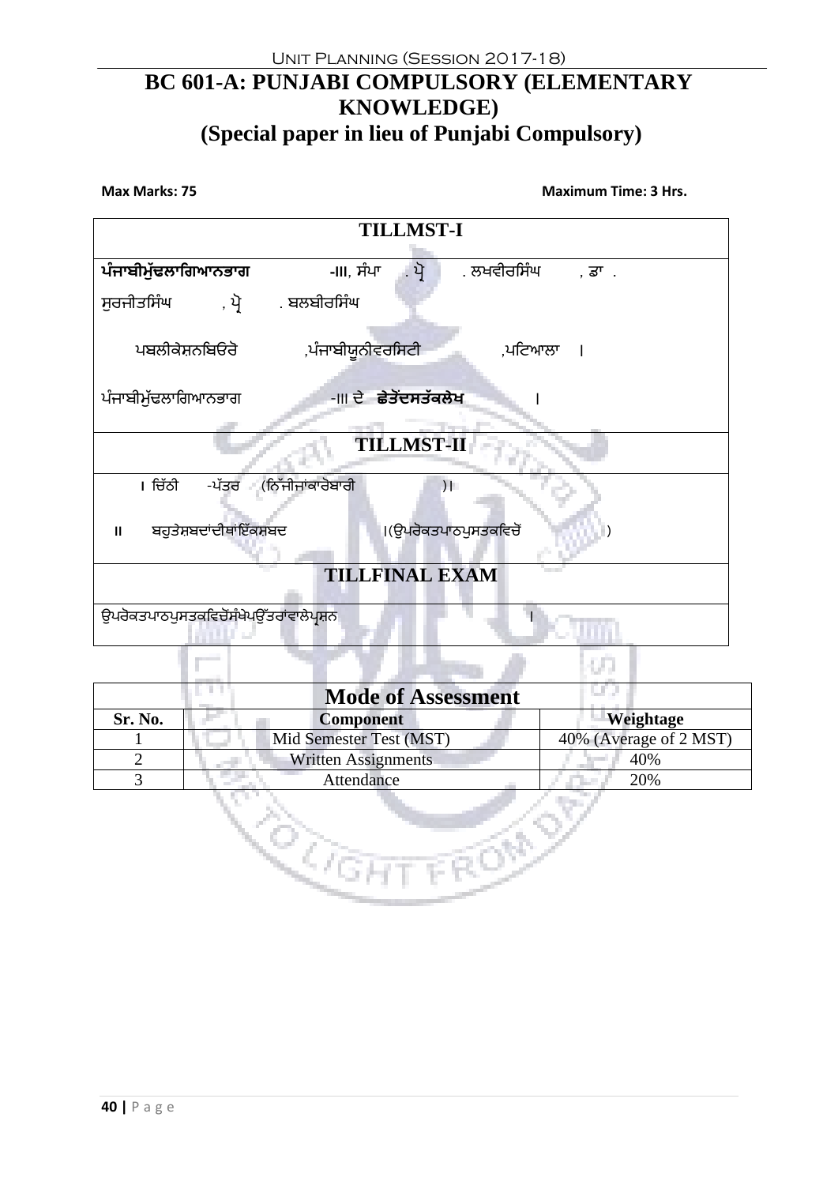# BC 601-A: PUNJABI COMPULSORY (ELEMENTARY KNOWLEDGE)
## (Special paper in lieu of Punjabi Compulsory)

**Max Marks: 75** **Maximum Time: 3 Hrs.**

| TILLMST-I |
|---|
| **ਪੰਜਾਬੀਮੁੱਢਲਾਗਿਆਨਭਾਗ** -III, ਸੰਪਾ . ਪ੍ਰੋ . ਲਖਵੀਰਸਿੰਘ , ਡਾ . ਸੁਰਜੀਤਸਿੰਘ , ਪ੍ਰੋ . ਬਲਬੀਰਸਿੰਘ<br><br>ਪਬਲੀਕੇਸ਼ਨਬਿਓਰੋ ,ਪੰਜਾਬੀਯੂਨੀਵਰਸਿਟੀ ,ਪਟਿਆਲਾ ।<br><br>ਪੰਜਾਬੀਮੁੱਢਲਾਗਿਆਨਭਾਗ -III ਦੇ **ਛੋਟੇਂਦਸਤੱਕਲੇਖ** । |
| **TILLMST-II** |
| I ਚਿੱਠੀ -ਪੱਤਰ (ਨਿੱਜੀਜਾਂਕਾਰੋਬਾਰੀ )।<br><br>II ਬਹੁਤੇਸ਼ਬਦਾਂਦੀਥਾਂਇੱਕਸ਼ਬਦ ।(ਉਪਰੋਕਤਪਾਠਪੁਸਤਕਵਿਚੋਂ ) |
| **TILLFINAL EXAM** |
| ਉਪਰੋਕਤਪਾਠਪੁਸਤਕਵਿਚੋਂਸੰਖੇਪਉੱਤਰਾਂਵਾਲੇਪ੍ਰਸ਼ਨ । |

| Mode of Assessment | | |
|---|---|---|
| **Sr. No.** | **Component** | **Weightage** |
| 1 | Mid Semester Test (MST) | 40% (Average of 2 MST) |
| 2 | Written Assignments | 40% |
| 3 | Attendance | 20% |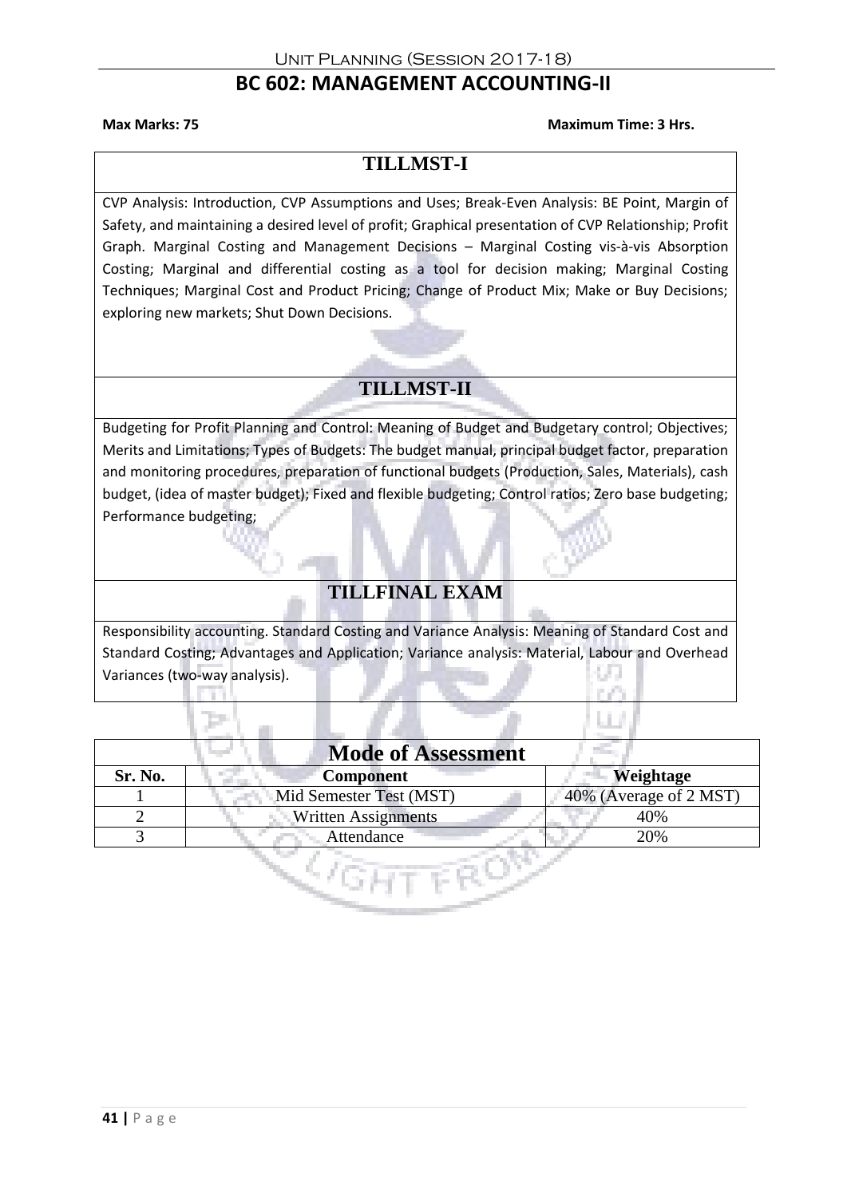Unit Planning (Session 2017-18)

# BC 602: MANAGEMENT ACCOUNTING-II

**Max Marks: 75** **Maximum Time: 3 Hrs.**

## TILLMST-I

CVP Analysis: Introduction, CVP Assumptions and Uses; Break-Even Analysis: BE Point, Margin of Safety, and maintaining a desired level of profit; Graphical presentation of CVP Relationship; Profit Graph. Marginal Costing and Management Decisions – Marginal Costing vis-à-vis Absorption Costing; Marginal and differential costing as a tool for decision making; Marginal Costing Techniques; Marginal Cost and Product Pricing; Change of Product Mix; Make or Buy Decisions; exploring new markets; Shut Down Decisions.

## TILLMST-II

Budgeting for Profit Planning and Control: Meaning of Budget and Budgetary control; Objectives; Merits and Limitations; Types of Budgets: The budget manual, principal budget factor, preparation and monitoring procedures, preparation of functional budgets (Production, Sales, Materials), cash budget, (idea of master budget); Fixed and flexible budgeting; Control ratios; Zero base budgeting; Performance budgeting;

## TILLFINAL EXAM

Responsibility accounting. Standard Costing and Variance Analysis: Meaning of Standard Cost and Standard Costing; Advantages and Application; Variance analysis: Material, Labour and Overhead Variances (two-way analysis).

## Mode of Assessment

| Sr. No. | Component | Weightage |
|---|---|---|
| 1 | Mid Semester Test (MST) | 40% (Average of 2 MST) |
| 2 | Written Assignments | 40% |
| 3 | Attendance | 20% |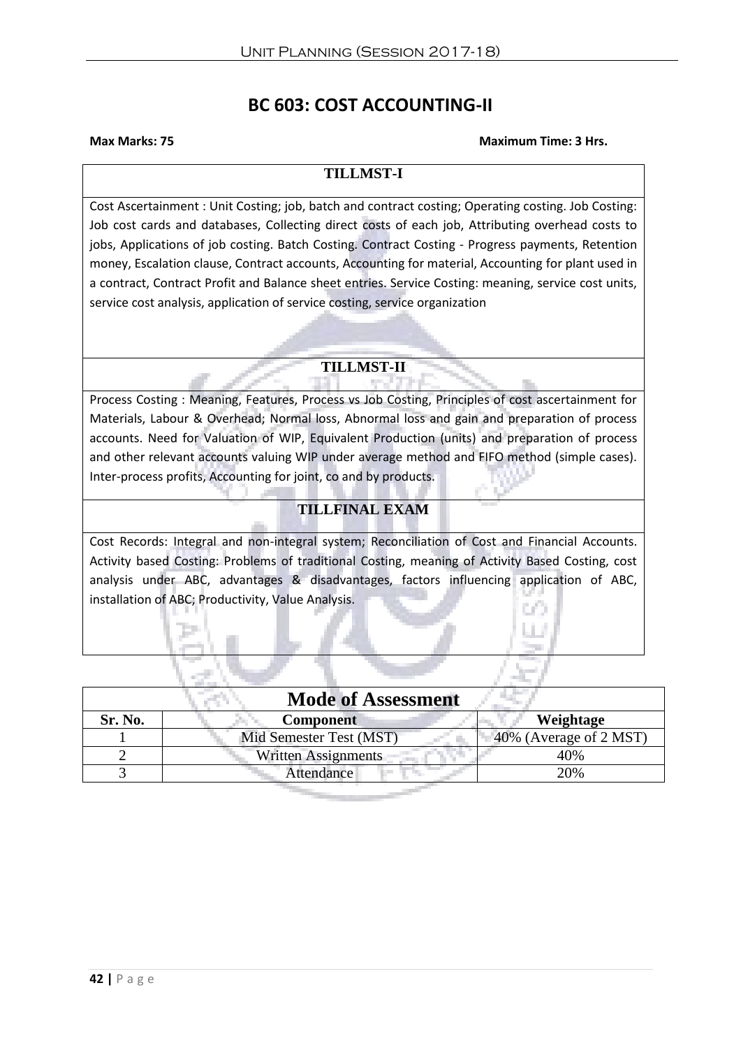# BC 603: COST ACCOUNTING-II

**Max Marks: 75** **Maximum Time: 3 Hrs.**

| TILLMST-I |
|---|
| Cost Ascertainment : Unit Costing; job, batch and contract costing; Operating costing. Job Costing: Job cost cards and databases, Collecting direct costs of each job, Attributing overhead costs to jobs, Applications of job costing. Batch Costing. Contract Costing - Progress payments, Retention money, Escalation clause, Contract accounts, Accounting for material, Accounting for plant used in a contract, Contract Profit and Balance sheet entries. Service Costing: meaning, service cost units, service cost analysis, application of service costing, service organization |
| **TILLMST-II** |
| Process Costing : Meaning, Features, Process vs Job Costing, Principles of cost ascertainment for Materials, Labour & Overhead; Normal loss, Abnormal loss and gain and preparation of process accounts. Need for Valuation of WIP, Equivalent Production (units) and preparation of process and other relevant accounts valuing WIP under average method and FIFO method (simple cases). Inter-process profits, Accounting for joint, co and by products. |
| **TILLFINAL EXAM** |
| Cost Records: Integral and non-integral system; Reconciliation of Cost and Financial Accounts. Activity based Costing: Problems of traditional Costing, meaning of Activity Based Costing, cost analysis under ABC, advantages & disadvantages, factors influencing application of ABC, installation of ABC; Productivity, Value Analysis. |

## Mode of Assessment

| Sr. No. | Component | Weightage |
|---|---|---|
| 1 | Mid Semester Test (MST) | 40% (Average of 2 MST) |
| 2 | Written Assignments | 40% |
| 3 | Attendance | 20% |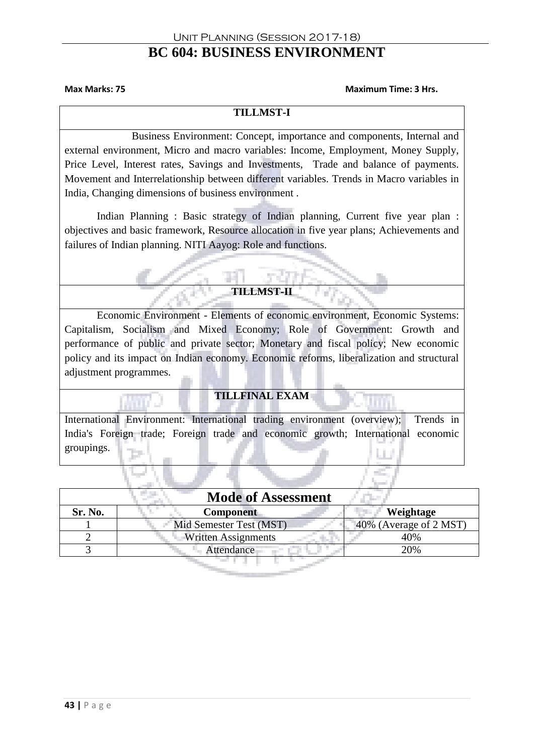# BC 604: BUSINESS ENVIRONMENT

**Max Marks: 75** **Maximum Time: 3 Hrs.**

| TILLMST-I |
|---|
| Business Environment: Concept, importance and components, Internal and external environment, Micro and macro variables: Income, Employment, Money Supply, Price Level, Interest rates, Savings and Investments, Trade and balance of payments. Movement and Interrelationship between different variables. Trends in Macro variables in India, Changing dimensions of business environment . <br><br> Indian Planning : Basic strategy of Indian planning, Current five year plan : objectives and basic framework, Resource allocation in five year plans; Achievements and failures of Indian planning. NITI Aayog: Role and functions. |
| **TILLMST-II** |
| Economic Environment - Elements of economic environment, Economic Systems: Capitalism, Socialism and Mixed Economy; Role of Government: Growth and performance of public and private sector; Monetary and fiscal policy; New economic policy and its impact on Indian economy. Economic reforms, liberalization and structural adjustment programmes. |
| **TILLFINAL EXAM** |
| International Environment: International trading environment (overview); Trends in India's Foreign trade; Foreign trade and economic growth; International economic groupings. |

## Mode of Assessment

| Sr. No. | Component | Weightage |
|---|---|---|
| 1 | Mid Semester Test (MST) | 40% (Average of 2 MST) |
| 2 | Written Assignments | 40% |
| 3 | Attendance | 20% |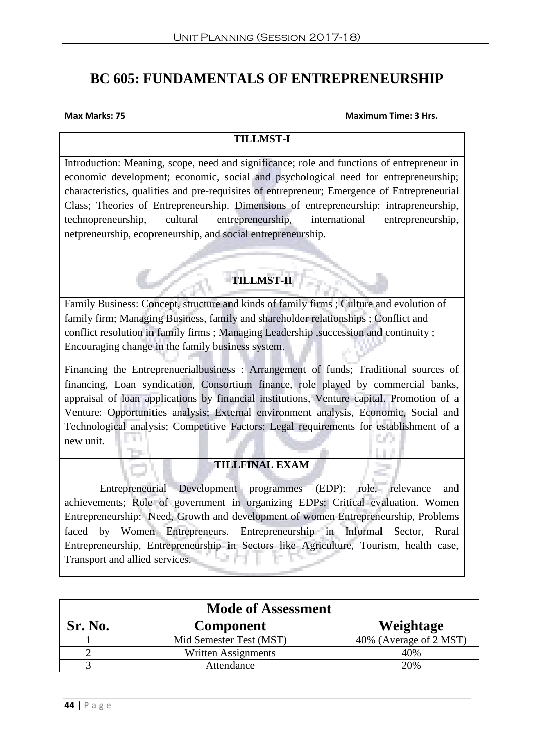# BC 605: FUNDAMENTALS OF ENTREPRENEURSHIP

**Max Marks: 75** **Maximum Time: 3 Hrs.**

**TILLMST-I**

Introduction: Meaning, scope, need and significance; role and functions of entrepreneur in economic development; economic, social and psychological need for entrepreneurship; characteristics, qualities and pre-requisites of entrepreneur; Emergence of Entrepreneurial Class; Theories of Entrepreneurship. Dimensions of entrepreneurship: intrapreneurship, technopreneurship, cultural entrepreneurship, international entrepreneurship, netpreneurship, ecopreneurship, and social entrepreneurship.

**TILLMST-II**

Family Business: Concept, structure and kinds of family firms ; Culture and evolution of family firm; Managing Business, family and shareholder relationships ; Conflict and conflict resolution in family firms ; Managing Leadership ,succession and continuity ; Encouraging change in the family business system.

Financing the Entreprenuerialbusiness : Arrangement of funds; Traditional sources of financing, Loan syndication, Consortium finance, role played by commercial banks, appraisal of loan applications by financial institutions, Venture capital. Promotion of a Venture: Opportunities analysis; External environment analysis, Economic, Social and Technological analysis; Competitive Factors: Legal requirements for establishment of a new unit.

**TILLFINAL EXAM**

Entrepreneurial Development programmes (EDP): role, relevance and achievements; Role of government in organizing EDPs; Critical evaluation. Women Entrepreneurship: Need, Growth and development of women Entrepreneurship, Problems faced by Women Entrepreneurs. Entrepreneurship in Informal Sector, Rural Entrepreneurship, Entrepreneurship in Sectors like Agriculture, Tourism, health case, Transport and allied services.

| Mode of Assessment | | |
|---|---|---|
| **Sr. No.** | **Component** | **Weightage** |
| 1 | Mid Semester Test (MST) | 40% (Average of 2 MST) |
| 2 | Written Assignments | 40% |
| 3 | Attendance | 20% |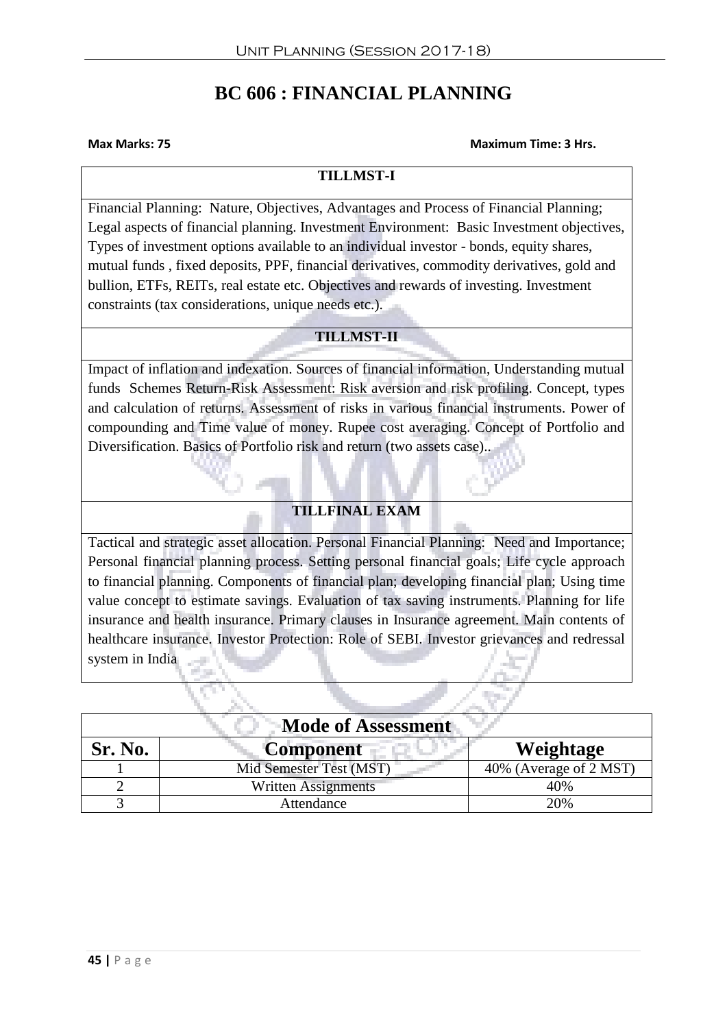# BC 606 : FINANCIAL PLANNING

**Max Marks: 75** **Maximum Time: 3 Hrs.**

| TILLMST-I |
|---|
| Financial Planning: Nature, Objectives, Advantages and Process of Financial Planning; Legal aspects of financial planning. Investment Environment: Basic Investment objectives, Types of investment options available to an individual investor - bonds, equity shares, mutual funds , fixed deposits, PPF, financial derivatives, commodity derivatives, gold and bullion, ETFs, REITs, real estate etc. Objectives and rewards of investing. Investment constraints (tax considerations, unique needs etc.). |
| **TILLMST-II** |
| Impact of inflation and indexation. Sources of financial information, Understanding mutual funds Schemes Return-Risk Assessment: Risk aversion and risk profiling. Concept, types and calculation of returns. Assessment of risks in various financial instruments. Power of compounding and Time value of money. Rupee cost averaging. Concept of Portfolio and Diversification. Basics of Portfolio risk and return (two assets case).. |
| **TILLFINAL EXAM** |
| Tactical and strategic asset allocation. Personal Financial Planning: Need and Importance; Personal financial planning process. Setting personal financial goals; Life cycle approach to financial planning. Components of financial plan; developing financial plan; Using time value concept to estimate savings. Evaluation of tax saving instruments. Planning for life insurance and health insurance. Primary clauses in Insurance agreement. Main contents of healthcare insurance. Investor Protection: Role of SEBI. Investor grievances and redressal system in India |

| Mode of Assessment | | |
|---|---|---|
| **Sr. No.** | **Component** | **Weightage** |
| 1 | Mid Semester Test (MST) | 40% (Average of 2 MST) |
| 2 | Written Assignments | 40% |
| 3 | Attendance | 20% |